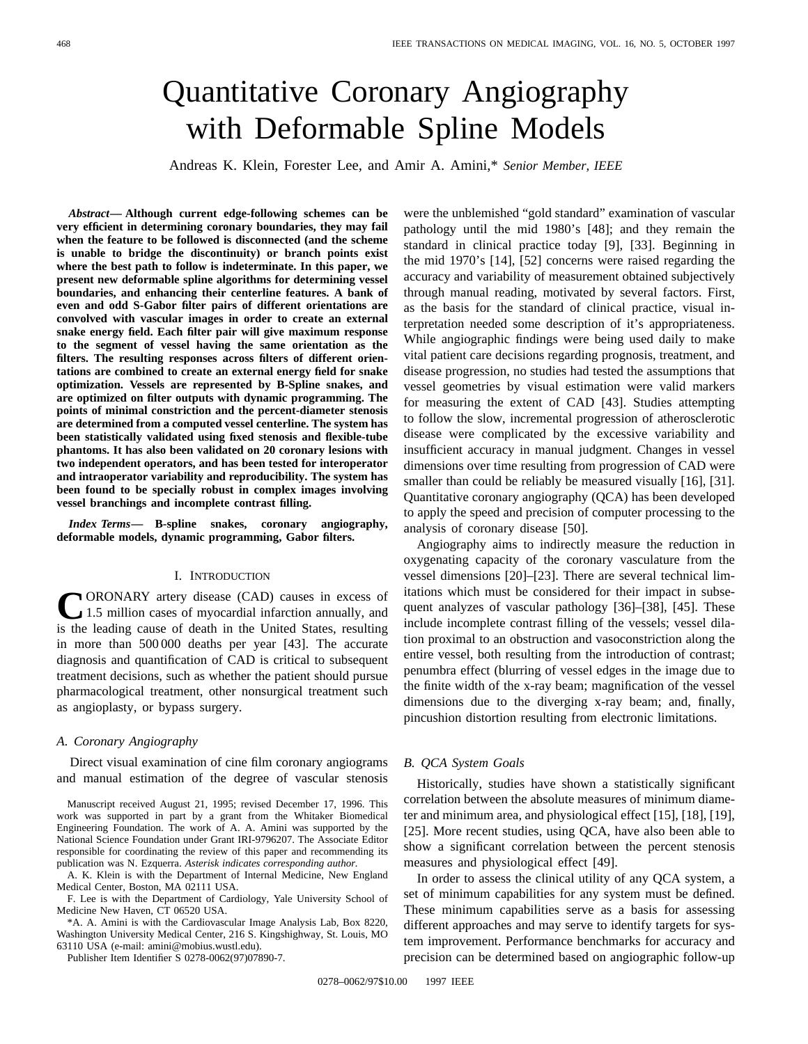# Quantitative Coronary Angiography with Deformable Spline Models

Andreas K. Klein, Forester Lee, and Amir A. Amini,* *Senior Member, IEEE*

***Abstract*— Although current edge-following schemes can be very efficient in determining coronary boundaries, they may fail when the feature to be followed is disconnected (and the scheme is unable to bridge the discontinuity) or branch points exist where the best path to follow is indeterminate. In this paper, we present new deformable spline algorithms for determining vessel boundaries, and enhancing their centerline features. A bank of even and odd S-Gabor filter pairs of different orientations are convolved with vascular images in order to create an external snake energy field. Each filter pair will give maximum response to the segment of vessel having the same orientation as the filters. The resulting responses across filters of different orientations are combined to create an external energy field for snake optimization. Vessels are represented by B-Spline snakes, and are optimized on filter outputs with dynamic programming. The points of minimal constriction and the percent-diameter stenosis are determined from a computed vessel centerline. The system has been statistically validated using fixed stenosis and flexible-tube phantoms. It has also been validated on 20 coronary lesions with two independent operators, and has been tested for interoperator and intraoperator variability and reproducibility. The system has been found to be specially robust in complex images involving vessel branchings and incomplete contrast filling.**

***Index Terms*— B-spline snakes, coronary angiography, deformable models, dynamic programming, Gabor filters.**

## I. Introduction

Coronary artery disease (CAD) causes in excess of 1.5 million cases of myocardial infarction annually, and is the leading cause of death in the United States, resulting in more than 500 000 deaths per year [43]. The accurate diagnosis and quantification of CAD is critical to subsequent treatment decisions, such as whether the patient should pursue pharmacological treatment, other nonsurgical treatment such as angioplasty, or bypass surgery.

### *A. Coronary Angiography*

Direct visual examination of cine film coronary angiograms and manual estimation of the degree of vascular stenosis were the unblemished "gold standard" examination of vascular pathology until the mid 1980's [48]; and they remain the standard in clinical practice today [9], [33]. Beginning in the mid 1970's [14], [52] concerns were raised regarding the accuracy and variability of measurement obtained subjectively through manual reading, motivated by several factors. First, as the basis for the standard of clinical practice, visual interpretation needed some description of it's appropriateness. While angiographic findings were being used daily to make vital patient care decisions regarding prognosis, treatment, and disease progression, no studies had tested the assumptions that vessel geometries by visual estimation were valid markers for measuring the extent of CAD [43]. Studies attempting to follow the slow, incremental progression of atherosclerotic disease were complicated by the excessive variability and insufficient accuracy in manual judgment. Changes in vessel dimensions over time resulting from progression of CAD were smaller than could be reliably be measured visually [16], [31]. Quantitative coronary angiography (QCA) has been developed to apply the speed and precision of computer processing to the analysis of coronary disease [50].

Angiography aims to indirectly measure the reduction in oxygenating capacity of the coronary vasculature from the vessel dimensions [20]–[23]. There are several technical limitations which must be considered for their impact in subsequent analyzes of vascular pathology [36]–[38], [45]. These include incomplete contrast filling of the vessels; vessel dilation proximal to an obstruction and vasoconstriction along the entire vessel, both resulting from the introduction of contrast; penumbra effect (blurring of vessel edges in the image due to the finite width of the x-ray beam; magnification of the vessel dimensions due to the diverging x-ray beam; and, finally, pincushion distortion resulting from electronic limitations.

### *B. QCA System Goals*

Historically, studies have shown a statistically significant correlation between the absolute measures of minimum diameter and minimum area, and physiological effect [15], [18], [19], [25]. More recent studies, using QCA, have also been able to show a significant correlation between the percent stenosis measures and physiological effect [49].

In order to assess the clinical utility of any QCA system, a set of minimum capabilities for any system must be defined. These minimum capabilities serve as a basis for assessing different approaches and may serve to identify targets for system improvement. Performance benchmarks for accuracy and precision can be determined based on angiographic follow-up

Manuscript received August 21, 1995; revised December 17, 1996. This work was supported in part by a grant from the Whitaker Biomedical Engineering Foundation. The work of A. A. Amini was supported by the National Science Foundation under Grant IRI-9796207. The Associate Editor responsible for coordinating the review of this paper and recommending its publication was N. Ezquerra. *Asterisk indicates corresponding author.*

A. K. Klein is with the Department of Internal Medicine, New England Medical Center, Boston, MA 02111 USA.

F. Lee is with the Department of Cardiology, Yale University School of Medicine New Haven, CT 06520 USA.

*A. A. Amini is with the Cardiovascular Image Analysis Lab, Box 8220, Washington University Medical Center, 216 S. Kingshighway, St. Louis, MO 63110 USA (e-mail: amini@mobius.wustl.edu).

Publisher Item Identifier S 0278-0062(97)07890-7.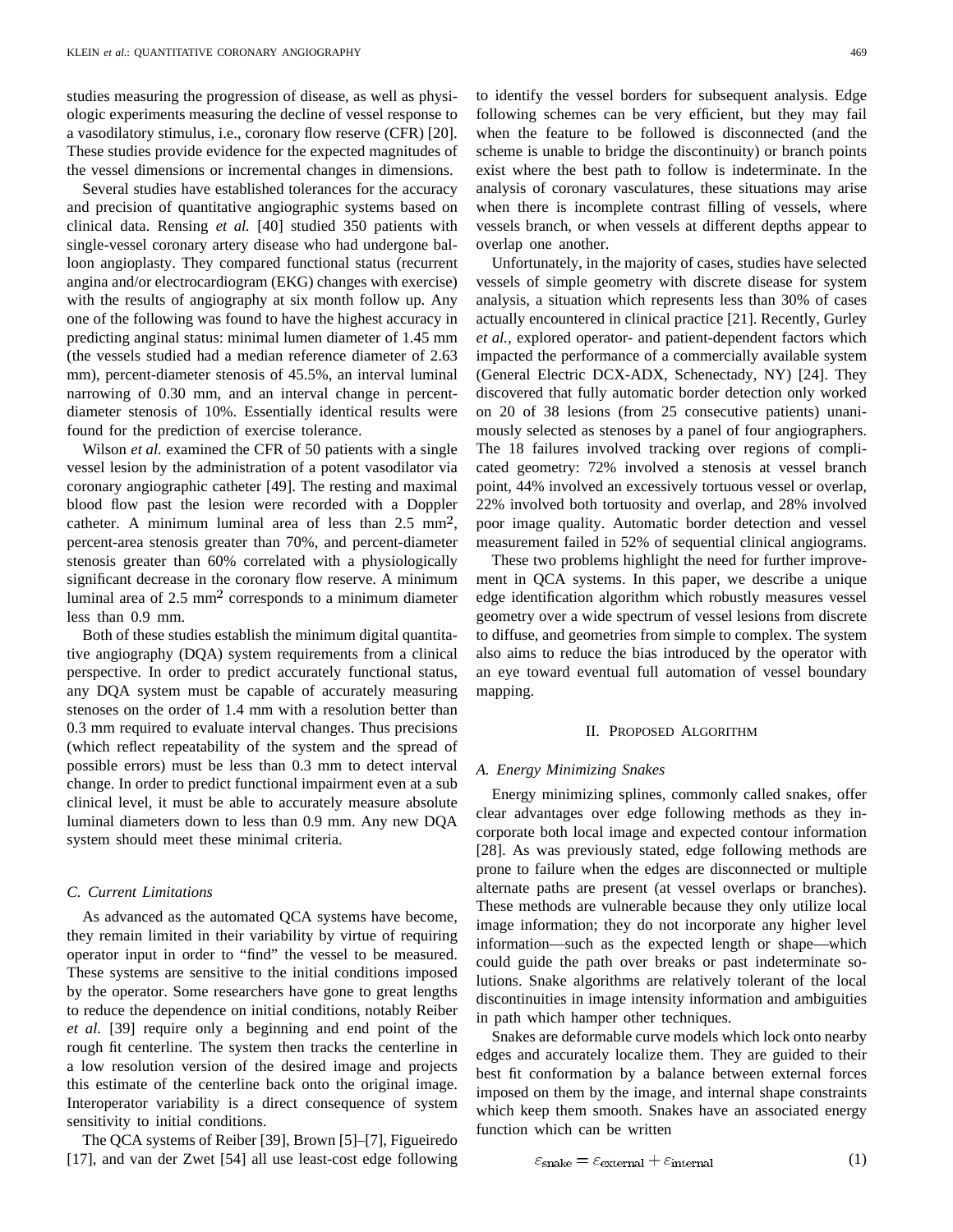studies measuring the progression of disease, as well as physiologic experiments measuring the decline of vessel response to a vasodilatory stimulus, i.e., coronary flow reserve (CFR) [20]. These studies provide evidence for the expected magnitudes of the vessel dimensions or incremental changes in dimensions.

Several studies have established tolerances for the accuracy and precision of quantitative angiographic systems based on clinical data. Rensing *et al.* [40] studied 350 patients with single-vessel coronary artery disease who had undergone balloon angioplasty. They compared functional status (recurrent angina and/or electrocardiogram (EKG) changes with exercise) with the results of angiography at six month follow up. Any one of the following was found to have the highest accuracy in predicting anginal status: minimal lumen diameter of 1.45 mm (the vessels studied had a median reference diameter of 2.63 mm), percent-diameter stenosis of 45.5%, an interval luminal narrowing of 0.30 mm, and an interval change in percent-diameter stenosis of 10%. Essentially identical results were found for the prediction of exercise tolerance.

Wilson *et al.* examined the CFR of 50 patients with a single vessel lesion by the administration of a potent vasodilator via coronary angiographic catheter [49]. The resting and maximal blood flow past the lesion were recorded with a Doppler catheter. A minimum luminal area of less than 2.5 mm$^2$, percent-area stenosis greater than 70%, and percent-diameter stenosis greater than 60% correlated with a physiologically significant decrease in the coronary flow reserve. A minimum luminal area of 2.5 mm$^2$ corresponds to a minimum diameter less than 0.9 mm.

Both of these studies establish the minimum digital quantitative angiography (DQA) system requirements from a clinical perspective. In order to predict accurately functional status, any DQA system must be capable of accurately measuring stenoses on the order of 1.4 mm with a resolution better than 0.3 mm required to evaluate interval changes. Thus precisions (which reflect repeatability of the system and the spread of possible errors) must be less than 0.3 mm to detect interval change. In order to predict functional impairment even at a sub clinical level, it must be able to accurately measure absolute luminal diameters down to less than 0.9 mm. Any new DQA system should meet these minimal criteria.

### C. Current Limitations

As advanced as the automated QCA systems have become, they remain limited in their variability by virtue of requiring operator input in order to "find" the vessel to be measured. These systems are sensitive to the initial conditions imposed by the operator. Some researchers have gone to great lengths to reduce the dependence on initial conditions, notably Reiber *et al.* [39] require only a beginning and end point of the rough fit centerline. The system then tracks the centerline in a low resolution version of the desired image and projects this estimate of the centerline back onto the original image. Interoperator variability is a direct consequence of system sensitivity to initial conditions.

The QCA systems of Reiber [39], Brown [5]–[7], Figueiredo [17], and van der Zwet [54] all use least-cost edge following to identify the vessel borders for subsequent analysis. Edge following schemes can be very efficient, but they may fail when the feature to be followed is disconnected (and the scheme is unable to bridge the discontinuity) or branch points exist where the best path to follow is indeterminate. In the analysis of coronary vasculatures, these situations may arise when there is incomplete contrast filling of vessels, where vessels branch, or when vessels at different depths appear to overlap one another.

Unfortunately, in the majority of cases, studies have selected vessels of simple geometry with discrete disease for system analysis, a situation which represents less than 30% of cases actually encountered in clinical practice [21]. Recently, Gurley *et al.*, explored operator- and patient-dependent factors which impacted the performance of a commercially available system (General Electric DCX-ADX, Schenectady, NY) [24]. They discovered that fully automatic border detection only worked on 20 of 38 lesions (from 25 consecutive patients) unanimously selected as stenoses by a panel of four angiographers. The 18 failures involved tracking over regions of complicated geometry: 72% involved a stenosis at vessel branch point, 44% involved an excessively tortuous vessel or overlap, 22% involved both tortuosity and overlap, and 28% involved poor image quality. Automatic border detection and vessel measurement failed in 52% of sequential clinical angiograms.

These two problems highlight the need for further improvement in QCA systems. In this paper, we describe a unique edge identification algorithm which robustly measures vessel geometry over a wide spectrum of vessel lesions from discrete to diffuse, and geometries from simple to complex. The system also aims to reduce the bias introduced by the operator with an eye toward eventual full automation of vessel boundary mapping.

## II. Proposed Algorithm

### A. Energy Minimizing Snakes

Energy minimizing splines, commonly called snakes, offer clear advantages over edge following methods as they incorporate both local image and expected contour information [28]. As was previously stated, edge following methods are prone to failure when the edges are disconnected or multiple alternate paths are present (at vessel overlaps or branches). These methods are vulnerable because they only utilize local image information; they do not incorporate any higher level information—such as the expected length or shape—which could guide the path over breaks or past indeterminate solutions. Snake algorithms are relatively tolerant of the local discontinuities in image intensity information and ambiguities in path which hamper other techniques.

Snakes are deformable curve models which lock onto nearby edges and accurately localize them. They are guided to their best fit conformation by a balance between external forces imposed on them by the image, and internal shape constraints which keep them smooth. Snakes have an associated energy function which can be written

$$\varepsilon_{\text{snake}} = \varepsilon_{\text{external}} + \varepsilon_{\text{internal}} \tag{1}$$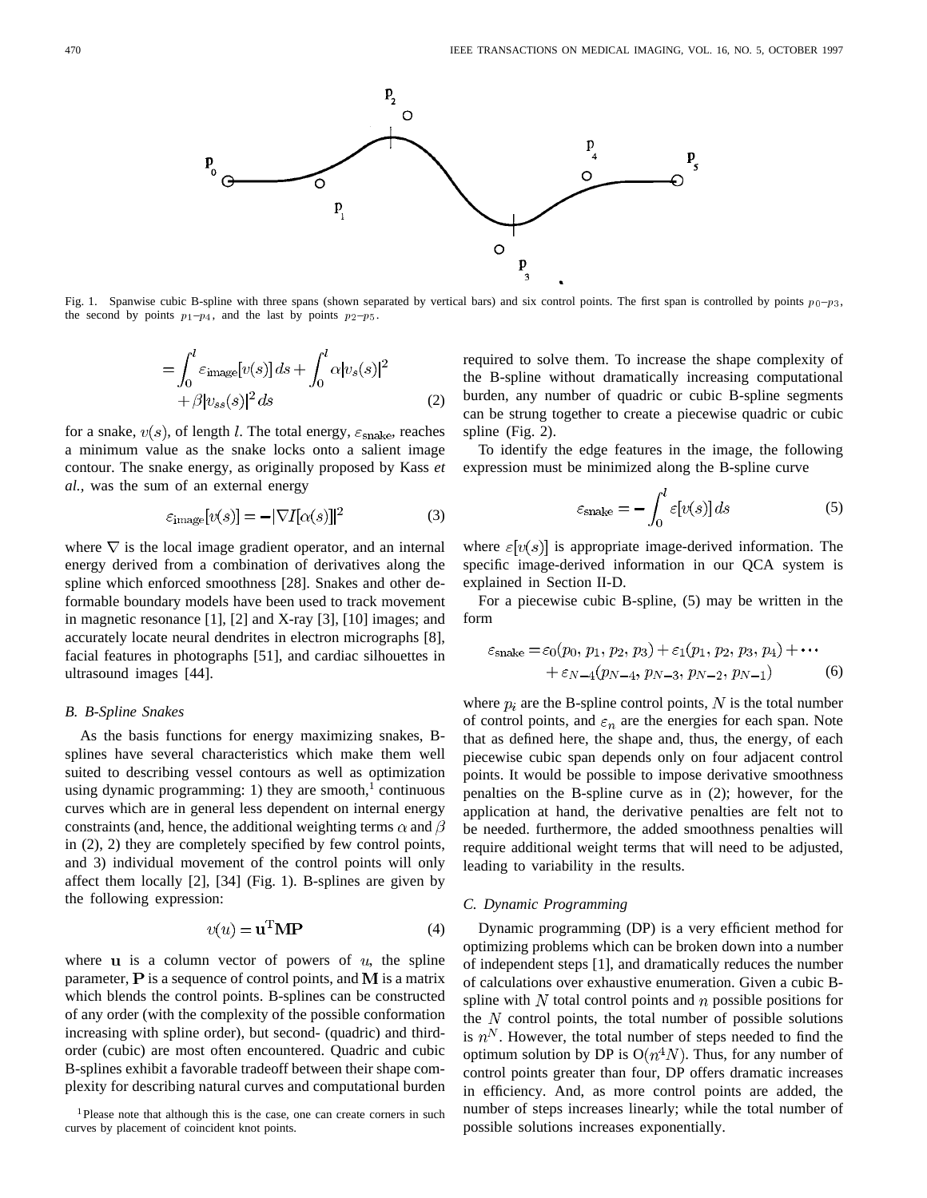Fig. 1. Spanwise cubic B-spline with three spans (shown separated by vertical bars) and six control points. The first span is controlled by points $p_0$–$p_3$, the second by points $p_1$–$p_4$, and the last by points $p_2$–$p_5$.

$$= \int_0^l \varepsilon_{\text{image}}[v(s)]\, ds + \int_0^l \alpha |v_s(s)|^2 + \beta |v_{ss}(s)|^2\, ds \tag{2}$$

for a snake, $v(s)$, of length $l$. The total energy, $\varepsilon_{\text{snake}}$, reaches a minimum value as the snake locks onto a salient image contour. The snake energy, as originally proposed by Kass *et al.,* was the sum of an external energy

$$\varepsilon_{\text{image}}[v(s)] = -|\nabla I[\alpha(s)]|^2 \tag{3}$$

where $\nabla$ is the local image gradient operator, and an internal energy derived from a combination of derivatives along the spline which enforced smoothness [28]. Snakes and other deformable boundary models have been used to track movement in magnetic resonance [1], [2] and X-ray [3], [10] images; and accurately locate neural dendrites in electron micrographs [8], facial features in photographs [51], and cardiac silhouettes in ultrasound images [44].

### B. B-Spline Snakes

As the basis functions for energy maximizing snakes, B-splines have several characteristics which make them well suited to describing vessel contours as well as optimization using dynamic programming: 1) they are smooth,[1] continuous curves which are in general less dependent on internal energy constraints (and, hence, the additional weighting terms $\alpha$ and $\beta$ in (2), 2) they are completely specified by few control points, and 3) individual movement of the control points will only affect them locally [2], [34] (Fig. 1). B-splines are given by the following expression:

$$v(u) = \mathbf{u}^{\mathrm{T}}\mathbf{M}\mathbf{P} \tag{4}$$

where $\mathbf{u}$ is a column vector of powers of $u$, the spline parameter, $\mathbf{P}$ is a sequence of control points, and $\mathbf{M}$ is a matrix which blends the control points. B-splines can be constructed of any order (with the complexity of the possible conformation increasing with spline order), but second- (quadric) and third-order (cubic) are most often encountered. Quadric and cubic B-splines exhibit a favorable tradeoff between their shape complexity for describing natural curves and computational burden required to solve them. To increase the shape complexity of the B-spline without dramatically increasing computational burden, any number of quadric or cubic B-spline segments can be strung together to create a piecewise quadric or cubic spline (Fig. 2).

[1] Please note that although this is the case, one can create corners in such curves by placement of coincident knot points.

To identify the edge features in the image, the following expression must be minimized along the B-spline curve

$$\varepsilon_{\text{snake}} = -\int_0^l \varepsilon[v(s)]\, ds \tag{5}$$

where $\varepsilon[v(s)]$ is appropriate image-derived information. The specific image-derived information in our QCA system is explained in Section II-D.

For a piecewise cubic B-spline, (5) may be written in the form

$$\varepsilon_{\text{snake}} = \varepsilon_0(p_0, p_1, p_2, p_3) + \varepsilon_1(p_1, p_2, p_3, p_4) + \cdots + \varepsilon_{N-4}(p_{N-4}, p_{N-3}, p_{N-2}, p_{N-1}) \tag{6}$$

where $p_i$ are the B-spline control points, $N$ is the total number of control points, and $\varepsilon_n$ are the energies for each span. Note that as defined here, the shape and, thus, the energy, of each piecewise cubic span depends only on four adjacent control points. It would be possible to impose derivative smoothness penalties on the B-spline curve as in (2); however, for the application at hand, the derivative penalties are felt not to be needed. furthermore, the added smoothness penalties will require additional weight terms that will need to be adjusted, leading to variability in the results.

### C. Dynamic Programming

Dynamic programming (DP) is a very efficient method for optimizing problems which can be broken down into a number of independent steps [1], and dramatically reduces the number of calculations over exhaustive enumeration. Given a cubic B-spline with $N$ total control points and $n$ possible positions for the $N$ control points, the total number of possible solutions is $n^N$. However, the total number of steps needed to find the optimum solution by DP is $O(n^4 N)$. Thus, for any number of control points greater than four, DP offers dramatic increases in efficiency. And, as more control points are added, the number of steps increases linearly; while the total number of possible solutions increases exponentially.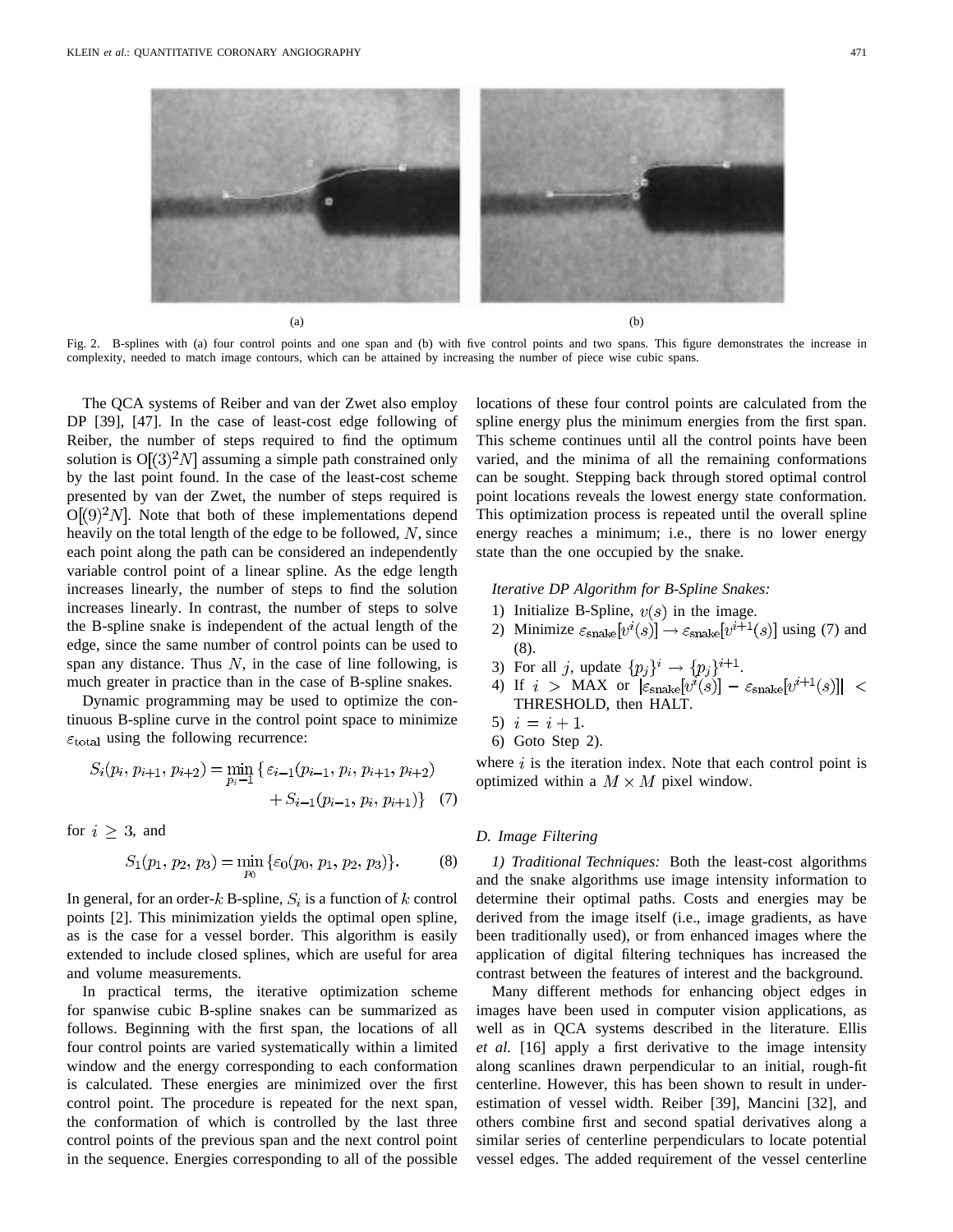(a)

(b)

Fig. 2. B-splines with (a) four control points and one span and (b) with five control points and two spans. This figure demonstrates the increase in complexity, needed to match image contours, which can be attained by increasing the number of piece wise cubic spans.

The QCA systems of Reiber and van der Zwet also employ DP [39], [47]. In the case of least-cost edge following of Reiber, the number of steps required to find the optimum solution is $O[(3)^2 N]$ assuming a simple path constrained only by the last point found. In the case of the least-cost scheme presented by van der Zwet, the number of steps required is $O[(9)^2 N]$. Note that both of these implementations depend heavily on the total length of the edge to be followed, $N$, since each point along the path can be considered an independently variable control point of a linear spline. As the edge length increases linearly, the number of steps to find the solution increases linearly. In contrast, the number of steps to solve the B-spline snake is independent of the actual length of the edge, since the same number of control points can be used to span any distance. Thus $N$, in the case of line following, is much greater in practice than in the case of B-spline snakes.

Dynamic programming may be used to optimize the continuous B-spline curve in the control point space to minimize $\varepsilon_{\text{total}}$ using the following recurrence:

$$S_i(p_i, p_{i+1}, p_{i+2}) = \min_{p_i - 1} \{ \varepsilon_{i-1}(p_{i-1}, p_i, p_{i+1}, p_{i+2}) + S_{i-1}(p_{i-1}, p_i, p_{i+1}) \} \quad (7)$$

for $i \geq 3$, and

$$S_1(p_1, p_2, p_3) = \min_{p_0} \{ \varepsilon_0(p_0, p_1, p_2, p_3) \}. \quad (8)$$

In general, for an order-$k$ B-spline, $S_i$ is a function of $k$ control points [2]. This minimization yields the optimal open spline, as is the case for a vessel border. This algorithm is easily extended to include closed splines, which are useful for area and volume measurements.

In practical terms, the iterative optimization scheme for spanwise cubic B-spline snakes can be summarized as follows. Beginning with the first span, the locations of all four control points are varied systematically within a limited window and the energy corresponding to each conformation is calculated. These energies are minimized over the first control point. The procedure is repeated for the next span, the conformation of which is controlled by the last three control points of the previous span and the next control point in the sequence. Energies corresponding to all of the possible locations of these four control points are calculated from the spline energy plus the minimum energies from the first span. This scheme continues until all the control points have been varied, and the minima of all the remaining conformations can be sought. Stepping back through stored optimal control point locations reveals the lowest energy state conformation. This optimization process is repeated until the overall spline energy reaches a minimum; i.e., there is no lower energy state than the one occupied by the snake.

*Iterative DP Algorithm for B-Spline Snakes:*

1) Initialize B-Spline, $v(s)$ in the image.
2) Minimize $\varepsilon_{\text{snake}}[v^i(s)] \rightarrow \varepsilon_{\text{snake}}[v^{i+1}(s)]$ using (7) and (8).
3) For all $j$, update $\{p_j\}^i \rightarrow \{p_j\}^{i+1}$.
4) If $i >$ MAX or $|\varepsilon_{\text{snake}}[v^i(s)] - \varepsilon_{\text{snake}}[v^{i+1}(s)]| <$ THRESHOLD, then HALT.
5) $i = i + 1$.
6) Goto Step 2).

where $i$ is the iteration index. Note that each control point is optimized within a $M \times M$ pixel window.

### D. Image Filtering

*1) Traditional Techniques:* Both the least-cost algorithms and the snake algorithms use image intensity information to determine their optimal paths. Costs and energies may be derived from the image itself (i.e., image gradients, as have been traditionally used), or from enhanced images where the application of digital filtering techniques has increased the contrast between the features of interest and the background.

Many different methods for enhancing object edges in images have been used in computer vision applications, as well as in QCA systems described in the literature. Ellis *et al.* [16] apply a first derivative to the image intensity along scanlines drawn perpendicular to an initial, rough-fit centerline. However, this has been shown to result in under-estimation of vessel width. Reiber [39], Mancini [32], and others combine first and second spatial derivatives along a similar series of centerline perpendiculars to locate potential vessel edges. The added requirement of the vessel centerline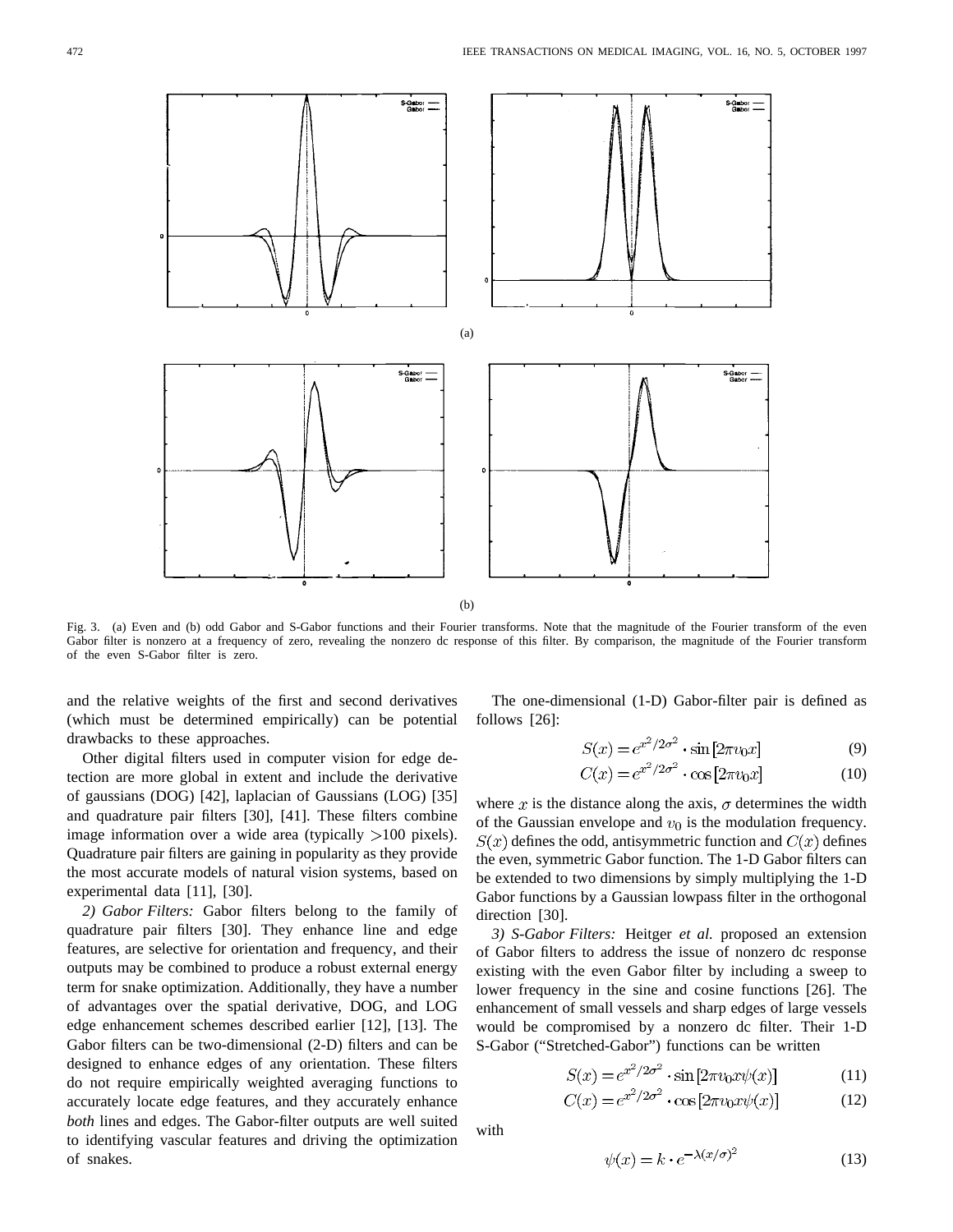(a)

(b)

Fig. 3. (a) Even and (b) odd Gabor and S-Gabor functions and their Fourier transforms. Note that the magnitude of the Fourier transform of the even Gabor filter is nonzero at a frequency of zero, revealing the nonzero dc response of this filter. By comparison, the magnitude of the Fourier transform of the even S-Gabor filter is zero.

and the relative weights of the first and second derivatives (which must be determined empirically) can be potential drawbacks to these approaches.

Other digital filters used in computer vision for edge detection are more global in extent and include the derivative of gaussians (DOG) [42], laplacian of Gaussians (LOG) [35] and quadrature pair filters [30], [41]. These filters combine image information over a wide area (typically $>100$ pixels). Quadrature pair filters are gaining in popularity as they provide the most accurate models of natural vision systems, based on experimental data [11], [30].

*2) Gabor Filters:* Gabor filters belong to the family of quadrature pair filters [30]. They enhance line and edge features, are selective for orientation and frequency, and their outputs may be combined to produce a robust external energy term for snake optimization. Additionally, they have a number of advantages over the spatial derivative, DOG, and LOG edge enhancement schemes described earlier [12], [13]. The Gabor filters can be two-dimensional (2-D) filters and can be designed to enhance edges of any orientation. These filters do not require empirically weighted averaging functions to accurately locate edge features, and they accurately enhance *both* lines and edges. The Gabor-filter outputs are well suited to identifying vascular features and driving the optimization of snakes.

The one-dimensional (1-D) Gabor-filter pair is defined as follows [26]:

$$S(x) = e^{x^2/2\sigma^2} \cdot \sin\left[2\pi v_0 x\right] \tag{9}$$

$$C(x) = e^{x^2/2\sigma^2} \cdot \cos\left[2\pi v_0 x\right] \tag{10}$$

where $x$ is the distance along the axis, $\sigma$ determines the width of the Gaussian envelope and $v_0$ is the modulation frequency. $S(x)$ defines the odd, antisymmetric function and $C(x)$ defines the even, symmetric Gabor function. The 1-D Gabor filters can be extended to two dimensions by simply multiplying the 1-D Gabor functions by a Gaussian lowpass filter in the orthogonal direction [30].

*3) S-Gabor Filters:* Heitger *et al.* proposed an extension of Gabor filters to address the issue of nonzero dc response existing with the even Gabor filter by including a sweep to lower frequency in the sine and cosine functions [26]. The enhancement of small vessels and sharp edges of large vessels would be compromised by a nonzero dc filter. Their 1-D S-Gabor ("Stretched-Gabor") functions can be written

$$S(x) = e^{x^2/2\sigma^2} \cdot \sin\left[2\pi v_0 x \psi(x)\right] \tag{11}$$

$$C(x) = e^{x^2/2\sigma^2} \cdot \cos\left[2\pi v_0 x \psi(x)\right] \tag{12}$$

with

$$\psi(x) = k \cdot e^{-\lambda (x/\sigma)^2} \tag{13}$$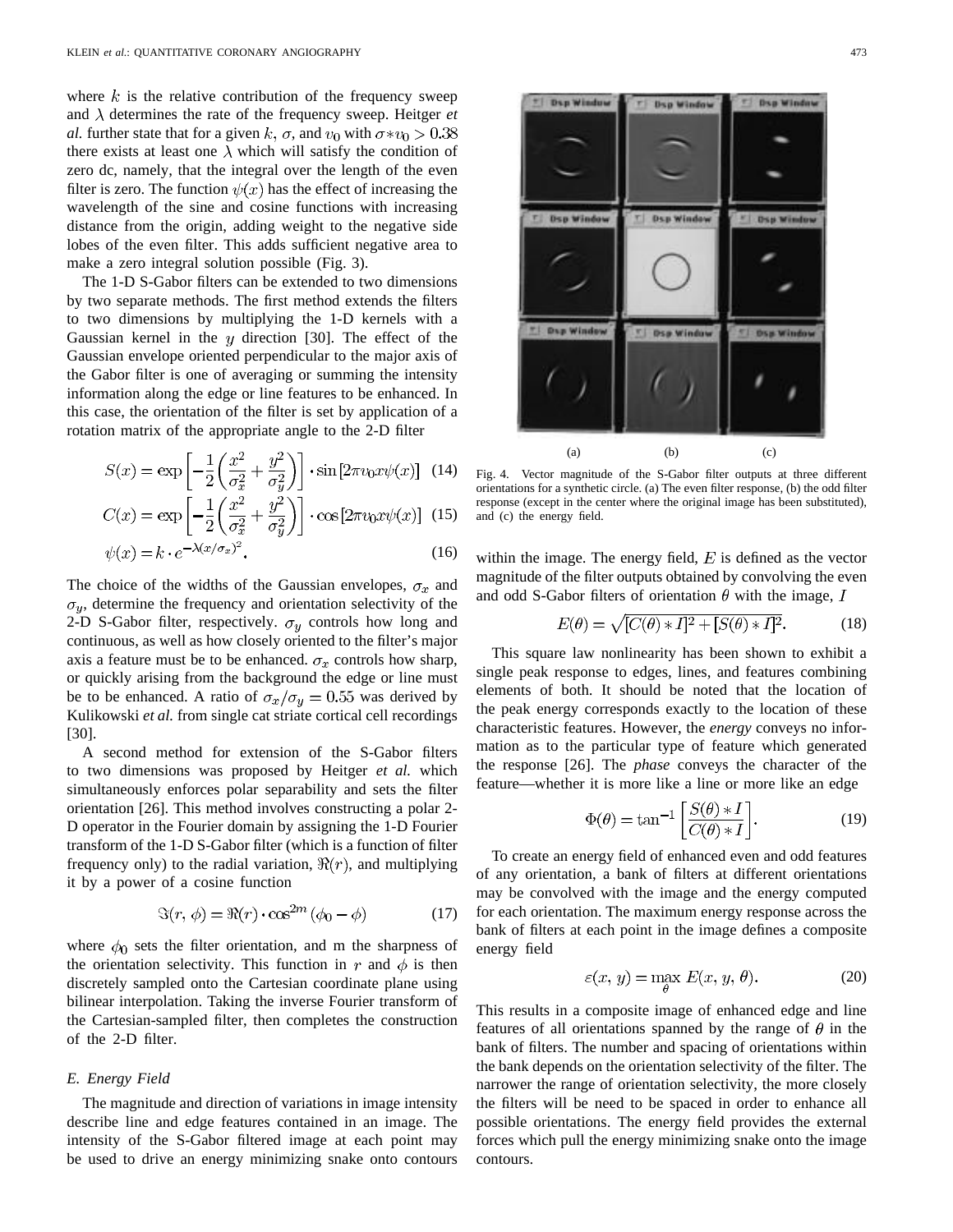where $k$ is the relative contribution of the frequency sweep and $\lambda$ determines the rate of the frequency sweep. Heitger *et al.* further state that for a given $k$, $\sigma$, and $v_0$ with $\sigma * v_0 > 0.38$ there exists at least one $\lambda$ which will satisfy the condition of zero dc, namely, that the integral over the length of the even filter is zero. The function $\psi(x)$ has the effect of increasing the wavelength of the sine and cosine functions with increasing distance from the origin, adding weight to the negative side lobes of the even filter. This adds sufficient negative area to make a zero integral solution possible (Fig. 3).

The 1-D S-Gabor filters can be extended to two dimensions by two separate methods. The first method extends the filters to two dimensions by multiplying the 1-D kernels with a Gaussian kernel in the $y$ direction [30]. The effect of the Gaussian envelope oriented perpendicular to the major axis of the Gabor filter is one of averaging or summing the intensity information along the edge or line features to be enhanced. In this case, the orientation of the filter is set by application of a rotation matrix of the appropriate angle to the 2-D filter

$$S(x) = \exp\left[-\frac{1}{2}\left(\frac{x^2}{\sigma_x^2} + \frac{y^2}{\sigma_y^2}\right)\right] \cdot \sin[2\pi v_0 x \psi(x)] \quad (14)$$

$$C(x) = \exp\left[-\frac{1}{2}\left(\frac{x^2}{\sigma_x^2} + \frac{y^2}{\sigma_y^2}\right)\right] \cdot \cos[2\pi v_0 x \psi(x)] \quad (15)$$

$$\psi(x) = k \cdot e^{-\lambda(x/\sigma_x)^2}. \quad (16)$$

The choice of the widths of the Gaussian envelopes, $\sigma_x$ and $\sigma_y$, determine the frequency and orientation selectivity of the 2-D S-Gabor filter, respectively. $\sigma_y$ controls how long and continuous, as well as how closely oriented to the filter's major axis a feature must be to be enhanced. $\sigma_x$ controls how sharp, or quickly arising from the background the edge or line must be to be enhanced. A ratio of $\sigma_x/\sigma_y = 0.55$ was derived by Kulikowski *et al.* from single cat striate cortical cell recordings [30].

A second method for extension of the S-Gabor filters to two dimensions was proposed by Heitger *et al.* which simultaneously enforces polar separability and sets the filter orientation [26]. This method involves constructing a polar 2-D operator in the Fourier domain by assigning the 1-D Fourier transform of the 1-D S-Gabor filter (which is a function of filter frequency only) to the radial variation, $\Re(r)$, and multiplying it by a power of a cosine function

$$\Im(r, \phi) = \Re(r) \cdot \cos^{2m}(\phi_0 - \phi) \quad (17)$$

where $\phi_0$ sets the filter orientation, and m the sharpness of the orientation selectivity. This function in $r$ and $\phi$ is then discretely sampled onto the Cartesian coordinate plane using bilinear interpolation. Taking the inverse Fourier transform of the Cartesian-sampled filter, then completes the construction of the 2-D filter.

### *E. Energy Field*

The magnitude and direction of variations in image intensity describe line and edge features contained in an image. The intensity of the S-Gabor filtered image at each point may be used to drive an energy minimizing snake onto contours within the image. The energy field, $E$ is defined as the vector magnitude of the filter outputs obtained by convolving the even and odd S-Gabor filters of orientation $\theta$ with the image, $I$

$$E(\theta) = \sqrt{[C(\theta) * I]^2 + [S(\theta) * I]^2}. \quad (18)$$

This square law nonlinearity has been shown to exhibit a single peak response to edges, lines, and features combining elements of both. It should be noted that the location of the peak energy corresponds exactly to the location of these characteristic features. However, the *energy* conveys no information as to the particular type of feature which generated the response [26]. The *phase* conveys the character of the feature—whether it is more like a line or more like an edge

$$\Phi(\theta) = \tan^{-1}\left[\frac{S(\theta) * I}{C(\theta) * I}\right]. \quad (19)$$

To create an energy field of enhanced even and odd features of any orientation, a bank of filters at different orientations may be convolved with the image and the energy computed for each orientation. The maximum energy response across the bank of filters at each point in the image defines a composite energy field

$$\varepsilon(x, y) = \max_{\theta} E(x, y, \theta). \quad (20)$$

This results in a composite image of enhanced edge and line features of all orientations spanned by the range of $\theta$ in the bank of filters. The number and spacing of orientations within the bank depends on the orientation selectivity of the filter. The narrower the range of orientation selectivity, the more closely the filters will be need to be spaced in order to enhance all possible orientations. The energy field provides the external forces which pull the energy minimizing snake onto the image contours.

(a) (b) (c)

Fig. 4. Vector magnitude of the S-Gabor filter outputs at three different orientations for a synthetic circle. (a) The even filter response, (b) the odd filter response (except in the center where the original image has been substituted), and (c) the energy field.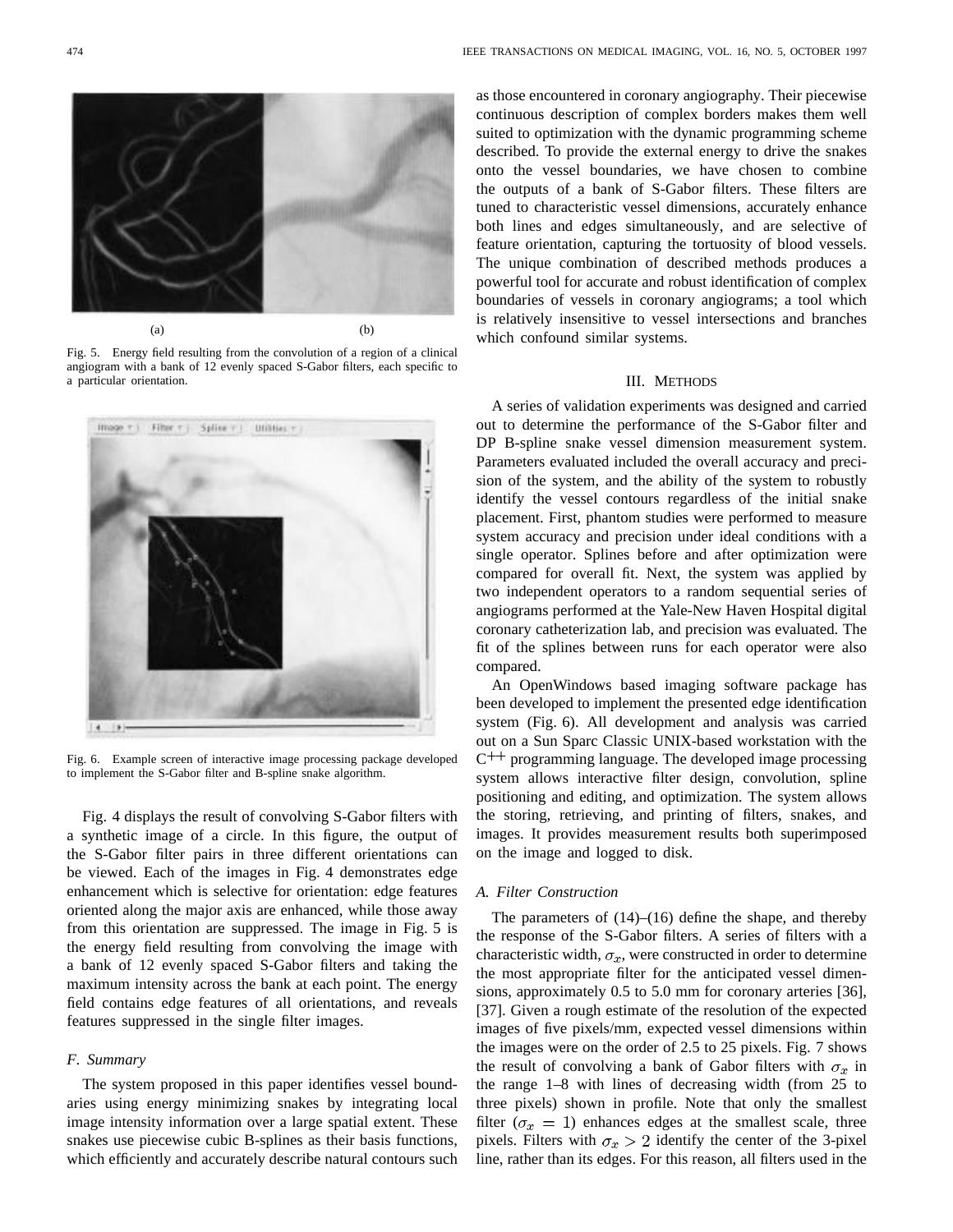(a) (b)

Fig. 5. Energy field resulting from the convolution of a region of a clinical angiogram with a bank of 12 evenly spaced S-Gabor filters, each specific to a particular orientation.

Fig. 6. Example screen of interactive image processing package developed to implement the S-Gabor filter and B-spline snake algorithm.

Fig. 4 displays the result of convolving S-Gabor filters with a synthetic image of a circle. In this figure, the output of the S-Gabor filter pairs in three different orientations can be viewed. Each of the images in Fig. 4 demonstrates edge enhancement which is selective for orientation: edge features oriented along the major axis are enhanced, while those away from this orientation are suppressed. The image in Fig. 5 is the energy field resulting from convolving the image with a bank of 12 evenly spaced S-Gabor filters and taking the maximum intensity across the bank at each point. The energy field contains edge features of all orientations, and reveals features suppressed in the single filter images.

### *F. Summary*

The system proposed in this paper identifies vessel boundaries using energy minimizing snakes by integrating local image intensity information over a large spatial extent. These snakes use piecewise cubic B-splines as their basis functions, which efficiently and accurately describe natural contours such as those encountered in coronary angiography. Their piecewise continuous description of complex borders makes them well suited to optimization with the dynamic programming scheme described. To provide the external energy to drive the snakes onto the vessel boundaries, we have chosen to combine the outputs of a bank of S-Gabor filters. These filters are tuned to characteristic vessel dimensions, accurately enhance both lines and edges simultaneously, and are selective of feature orientation, capturing the tortuosity of blood vessels. The unique combination of described methods produces a powerful tool for accurate and robust identification of complex boundaries of vessels in coronary angiograms; a tool which is relatively insensitive to vessel intersections and branches which confound similar systems.

## III. Methods

A series of validation experiments was designed and carried out to determine the performance of the S-Gabor filter and DP B-spline snake vessel dimension measurement system. Parameters evaluated included the overall accuracy and precision of the system, and the ability of the system to robustly identify the vessel contours regardless of the initial snake placement. First, phantom studies were performed to measure system accuracy and precision under ideal conditions with a single operator. Splines before and after optimization were compared for overall fit. Next, the system was applied by two independent operators to a random sequential series of angiograms performed at the Yale-New Haven Hospital digital coronary catheterization lab, and precision was evaluated. The fit of the splines between runs for each operator were also compared.

An OpenWindows based imaging software package has been developed to implement the presented edge identification system (Fig. 6). All development and analysis was carried out on a Sun Sparc Classic UNIX-based workstation with the $C^{++}$ programming language. The developed image processing system allows interactive filter design, convolution, spline positioning and editing, and optimization. The system allows the storing, retrieving, and printing of filters, snakes, and images. It provides measurement results both superimposed on the image and logged to disk.

### *A. Filter Construction*

The parameters of (14)–(16) define the shape, and thereby the response of the S-Gabor filters. A series of filters with a characteristic width, $\sigma_x$, were constructed in order to determine the most appropriate filter for the anticipated vessel dimensions, approximately 0.5 to 5.0 mm for coronary arteries [36], [37]. Given a rough estimate of the resolution of the expected images of five pixels/mm, expected vessel dimensions within the images were on the order of 2.5 to 25 pixels. Fig. 7 shows the result of convolving a bank of Gabor filters with $\sigma_x$ in the range 1–8 with lines of decreasing width (from 25 to three pixels) shown in profile. Note that only the smallest filter ($\sigma_x = 1$) enhances edges at the smallest scale, three pixels. Filters with $\sigma_x > 2$ identify the center of the 3-pixel line, rather than its edges. For this reason, all filters used in the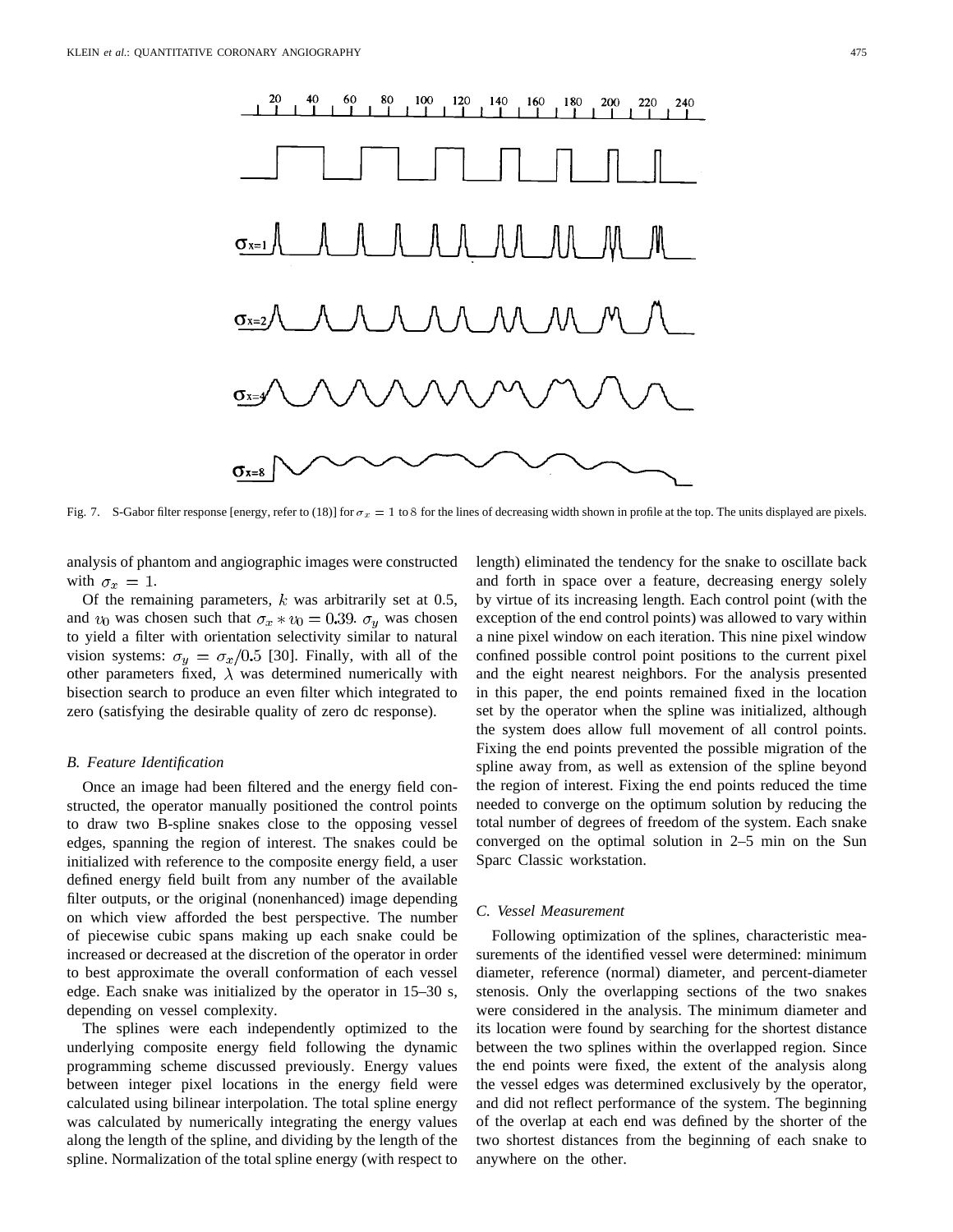20 40 60 80 100 120 140 160 180 200 220 240

$\sigma_{x=1}$

$\sigma_{x=2}$

$\sigma_{x=4}$

$\sigma_{x=8}$

Fig. 7. S-Gabor filter response [energy, refer to (18)] for $\sigma_x = 1$ to 8 for the lines of decreasing width shown in profile at the top. The units displayed are pixels.

analysis of phantom and angiographic images were constructed with $\sigma_x = 1$.

Of the remaining parameters, $k$ was arbitrarily set at 0.5, and $v_0$ was chosen such that $\sigma_x * v_0 = 0.39$. $\sigma_y$ was chosen to yield a filter with orientation selectivity similar to natural vision systems: $\sigma_y = \sigma_x/0.5$ [30]. Finally, with all of the other parameters fixed, $\lambda$ was determined numerically with bisection search to produce an even filter which integrated to zero (satisfying the desirable quality of zero dc response).

### B. Feature Identification

Once an image had been filtered and the energy field constructed, the operator manually positioned the control points to draw two B-spline snakes close to the opposing vessel edges, spanning the region of interest. The snakes could be initialized with reference to the composite energy field, a user defined energy field built from any number of the available filter outputs, or the original (nonenhanced) image depending on which view afforded the best perspective. The number of piecewise cubic spans making up each snake could be increased or decreased at the discretion of the operator in order to best approximate the overall conformation of each vessel edge. Each snake was initialized by the operator in 15–30 s, depending on vessel complexity.

The splines were each independently optimized to the underlying composite energy field following the dynamic programming scheme discussed previously. Energy values between integer pixel locations in the energy field were calculated using bilinear interpolation. The total spline energy was calculated by numerically integrating the energy values along the length of the spline, and dividing by the length of the spline. Normalization of the total spline energy (with respect to length) eliminated the tendency for the snake to oscillate back and forth in space over a feature, decreasing energy solely by virtue of its increasing length. Each control point (with the exception of the end control points) was allowed to vary within a nine pixel window on each iteration. This nine pixel window confined possible control point positions to the current pixel and the eight nearest neighbors. For the analysis presented in this paper, the end points remained fixed in the location set by the operator when the spline was initialized, although the system does allow full movement of all control points. Fixing the end points prevented the possible migration of the spline away from, as well as extension of the spline beyond the region of interest. Fixing the end points reduced the time needed to converge on the optimum solution by reducing the total number of degrees of freedom of the system. Each snake converged on the optimal solution in 2–5 min on the Sun Sparc Classic workstation.

### C. Vessel Measurement

Following optimization of the splines, characteristic measurements of the identified vessel were determined: minimum diameter, reference (normal) diameter, and percent-diameter stenosis. Only the overlapping sections of the two snakes were considered in the analysis. The minimum diameter and its location were found by searching for the shortest distance between the two splines within the overlapped region. Since the end points were fixed, the extent of the analysis along the vessel edges was determined exclusively by the operator, and did not reflect performance of the system. The beginning of the overlap at each end was defined by the shorter of the two shortest distances from the beginning of each snake to anywhere on the other.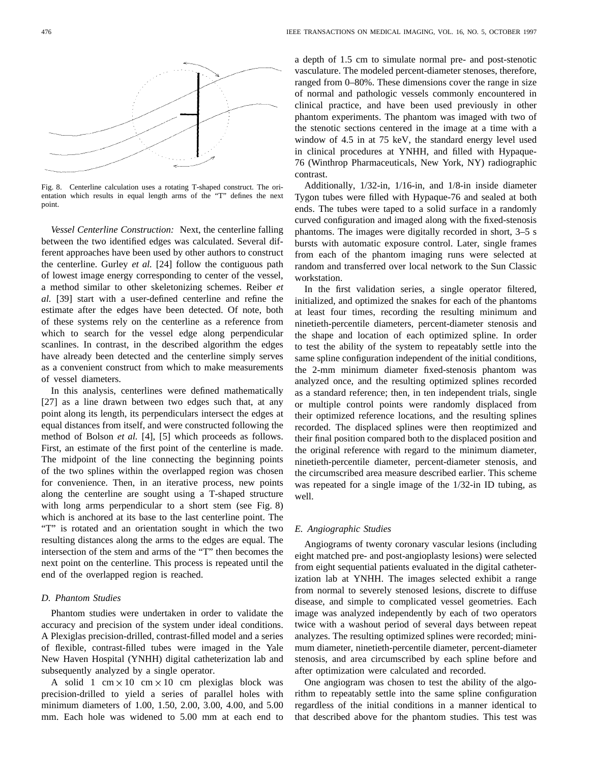Fig. 8. Centerline calculation uses a rotating T-shaped construct. The orientation which results in equal length arms of the "T" defines the next point.

*Vessel Centerline Construction:* Next, the centerline falling between the two identified edges was calculated. Several different approaches have been used by other authors to construct the centerline. Gurley *et al.* [24] follow the contiguous path of lowest image energy corresponding to center of the vessel, a method similar to other skeletonizing schemes. Reiber *et al.* [39] start with a user-defined centerline and refine the estimate after the edges have been detected. Of note, both of these systems rely on the centerline as a reference from which to search for the vessel edge along perpendicular scanlines. In contrast, in the described algorithm the edges have already been detected and the centerline simply serves as a convenient construct from which to make measurements of vessel diameters.

In this analysis, centerlines were defined mathematically [27] as a line drawn between two edges such that, at any point along its length, its perpendiculars intersect the edges at equal distances from itself, and were constructed following the method of Bolson *et al.* [4], [5] which proceeds as follows. First, an estimate of the first point of the centerline is made. The midpoint of the line connecting the beginning points of the two splines within the overlapped region was chosen for convenience. Then, in an iterative process, new points along the centerline are sought using a T-shaped structure with long arms perpendicular to a short stem (see Fig. 8) which is anchored at its base to the last centerline point. The "T" is rotated and an orientation sought in which the two resulting distances along the arms to the edges are equal. The intersection of the stem and arms of the "T" then becomes the next point on the centerline. This process is repeated until the end of the overlapped region is reached.

### D. Phantom Studies

Phantom studies were undertaken in order to validate the accuracy and precision of the system under ideal conditions. A Plexiglas precision-drilled, contrast-filled model and a series of flexible, contrast-filled tubes were imaged in the Yale New Haven Hospital (YNHH) digital catheterization lab and subsequently analyzed by a single operator.

A solid 1 cm $\times$ 10 cm $\times$ 10 cm plexiglas block was precision-drilled to yield a series of parallel holes with minimum diameters of 1.00, 1.50, 2.00, 3.00, 4.00, and 5.00 mm. Each hole was widened to 5.00 mm at each end to a depth of 1.5 cm to simulate normal pre- and post-stenotic vasculature. The modeled percent-diameter stenoses, therefore, ranged from 0–80%. These dimensions cover the range in size of normal and pathologic vessels commonly encountered in clinical practice, and have been used previously in other phantom experiments. The phantom was imaged with two of the stenotic sections centered in the image at a time with a window of 4.5 in at 75 keV, the standard energy level used in clinical procedures at YNHH, and filled with Hypaque-76 (Winthrop Pharmaceuticals, New York, NY) radiographic contrast.

Additionally, 1/32-in, 1/16-in, and 1/8-in inside diameter Tygon tubes were filled with Hypaque-76 and sealed at both ends. The tubes were taped to a solid surface in a randomly curved configuration and imaged along with the fixed-stenosis phantoms. The images were digitally recorded in short, 3–5 s bursts with automatic exposure control. Later, single frames from each of the phantom imaging runs were selected at random and transferred over local network to the Sun Classic workstation.

In the first validation series, a single operator filtered, initialized, and optimized the snakes for each of the phantoms at least four times, recording the resulting minimum and ninetieth-percentile diameters, percent-diameter stenosis and the shape and location of each optimized spline. In order to test the ability of the system to repeatably settle into the same spline configuration independent of the initial conditions, the 2-mm minimum diameter fixed-stenosis phantom was analyzed once, and the resulting optimized splines recorded as a standard reference; then, in ten independent trials, single or multiple control points were randomly displaced from their optimized reference locations, and the resulting splines recorded. The displaced splines were then reoptimized and their final position compared both to the displaced position and the original reference with regard to the minimum diameter, ninetieth-percentile diameter, percent-diameter stenosis, and the circumscribed area measure described earlier. This scheme was repeated for a single image of the 1/32-in ID tubing, as well.

### E. Angiographic Studies

Angiograms of twenty coronary vascular lesions (including eight matched pre- and post-angioplasty lesions) were selected from eight sequential patients evaluated in the digital catheterization lab at YNHH. The images selected exhibit a range from normal to severely stenosed lesions, discrete to diffuse disease, and simple to complicated vessel geometries. Each image was analyzed independently by each of two operators twice with a washout period of several days between repeat analyzes. The resulting optimized splines were recorded; minimum diameter, ninetieth-percentile diameter, percent-diameter stenosis, and area circumscribed by each spline before and after optimization were calculated and recorded.

One angiogram was chosen to test the ability of the algorithm to repeatably settle into the same spline configuration regardless of the initial conditions in a manner identical to that described above for the phantom studies. This test was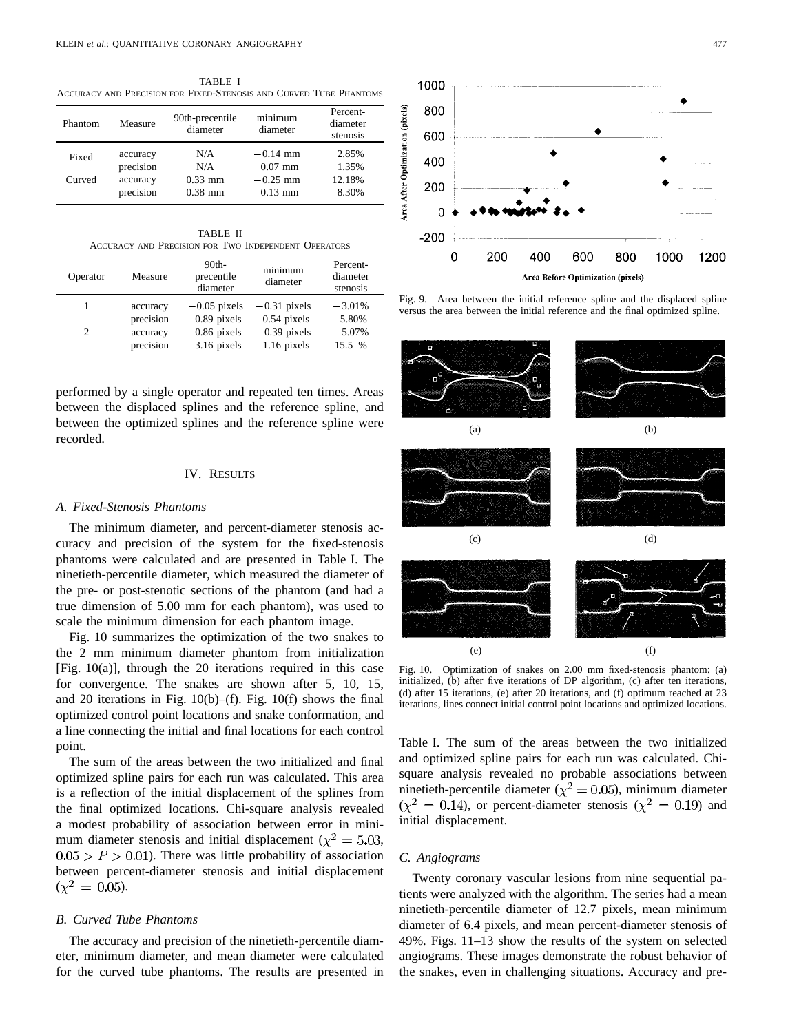TABLE I
ACCURACY AND PRECISION FOR FIXED-STENOSIS AND CURVED TUBE PHANTOMS

| Phantom | Measure | 90th-precentile diameter | minimum diameter | Percent-diameter stenosis |
|---|---|---|---|---|
| Fixed | accuracy | N/A | −0.14 mm | 2.85% |
| | precision | N/A | 0.07 mm | 1.35% |
| Curved | accuracy | 0.33 mm | −0.25 mm | 12.18% |
| | precision | 0.38 mm | 0.13 mm | 8.30% |

TABLE II
ACCURACY AND PRECISION FOR TWO INDEPENDENT OPERATORS

| Operator | Measure | 90th-precentile diameter | minimum diameter | Percent-diameter stenosis |
|---|---|---|---|---|
| 1 | accuracy | −0.05 pixels | −0.31 pixels | −3.01% |
| | precision | 0.89 pixels | 0.54 pixels | 5.80% |
| 2 | accuracy | 0.86 pixels | −0.39 pixels | −5.07% |
| | precision | 3.16 pixels | 1.16 pixels | 15.5 % |

performed by a single operator and repeated ten times. Areas between the displaced splines and the reference spline, and between the optimized splines and the reference spline were recorded.

## IV. RESULTS

### A. Fixed-Stenosis Phantoms

The minimum diameter, and percent-diameter stenosis accuracy and precision of the system for the fixed-stenosis phantoms were calculated and are presented in Table I. The ninetieth-percentile diameter, which measured the diameter of the pre- or post-stenotic sections of the phantom (and had a true dimension of 5.00 mm for each phantom), was used to scale the minimum dimension for each phantom image.

Fig. 10 summarizes the optimization of the two snakes to the 2 mm minimum diameter phantom from initialization [Fig. 10(a)], through the 20 iterations required in this case for convergence. The snakes are shown after 5, 10, 15, and 20 iterations in Fig. 10(b)–(f). Fig. 10(f) shows the final optimized control point locations and snake conformation, and a line connecting the initial and final locations for each control point.

The sum of the areas between the two initialized and final optimized spline pairs for each run was calculated. This area is a reflection of the initial displacement of the splines from the final optimized locations. Chi-square analysis revealed a modest probability of association between error in minimum diameter stenosis and initial displacement ($\chi^2 = 5.03$, $0.05 > P > 0.01$). There was little probability of association between percent-diameter stenosis and initial displacement ($\chi^2 = 0.05$).

### B. Curved Tube Phantoms

The accuracy and precision of the ninetieth-percentile diameter, minimum diameter, and mean diameter were calculated for the curved tube phantoms. The results are presented in Table I. The sum of the areas between the two initialized and optimized spline pairs for each run was calculated. Chi-square analysis revealed no probable associations between ninetieth-percentile diameter ($\chi^2 = 0.05$), minimum diameter ($\chi^2 = 0.14$), or percent-diameter stenosis ($\chi^2 = 0.19$) and initial displacement.

Fig. 9. Area between the initial reference spline and the displaced spline versus the area between the initial reference and the final optimized spline.

Fig. 10. Optimization of snakes on 2.00 mm fixed-stenosis phantom: (a) initialized, (b) after five iterations of DP algorithm, (c) after ten iterations, (d) after 15 iterations, (e) after 20 iterations, and (f) optimum reached at 23 iterations, lines connect initial control point locations and optimized locations.

### C. Angiograms

Twenty coronary vascular lesions from nine sequential patients were analyzed with the algorithm. The series had a mean ninetieth-percentile diameter of 12.7 pixels, mean minimum diameter of 6.4 pixels, and mean percent-diameter stenosis of 49%. Figs. 11–13 show the results of the system on selected angiograms. These images demonstrate the robust behavior of the snakes, even in challenging situations. Accuracy and pre-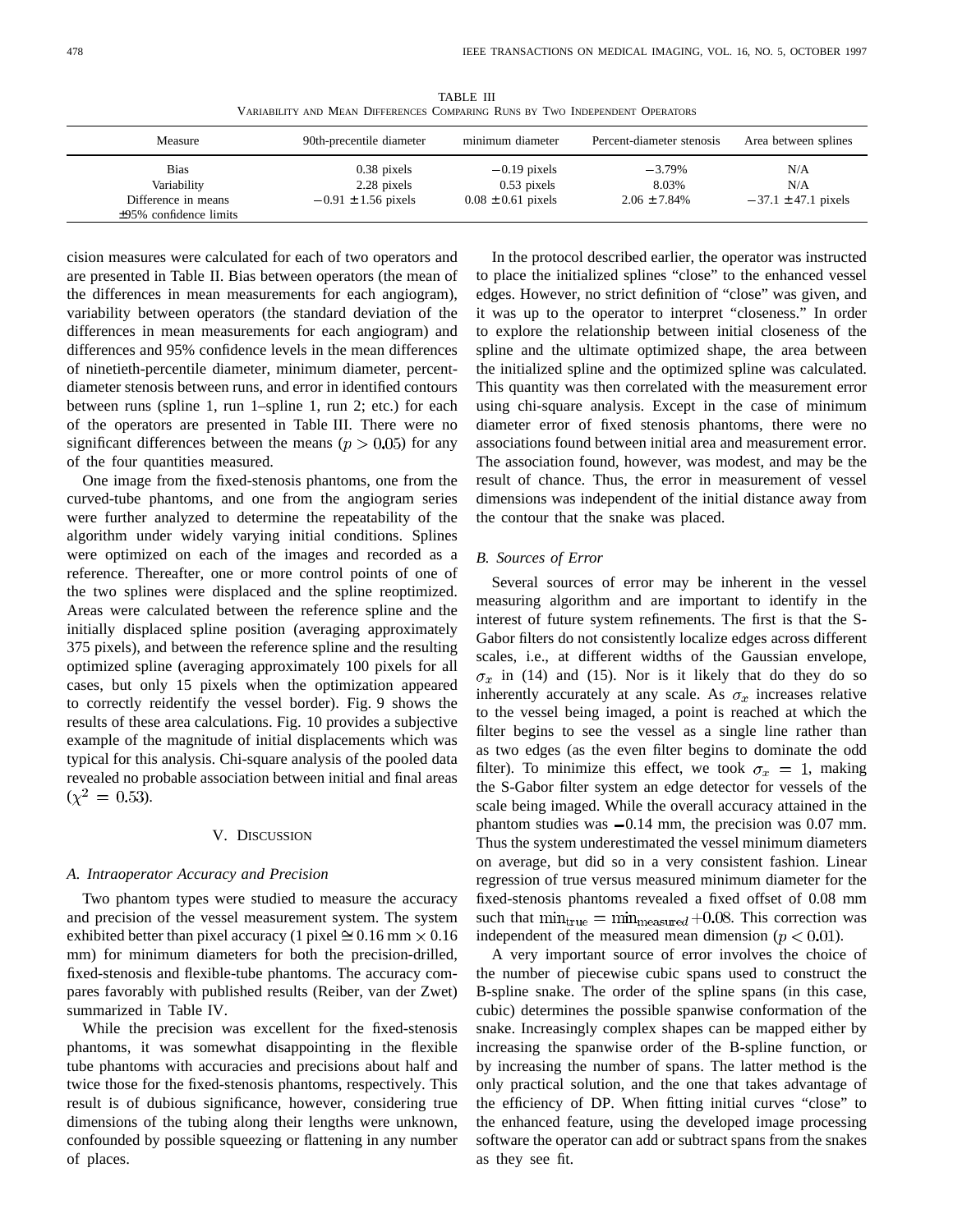TABLE III
VARIABILITY AND MEAN DIFFERENCES COMPARING RUNS BY TWO INDEPENDENT OPERATORS

| Measure | 90th-precentile diameter | minimum diameter | Percent-diameter stenosis | Area between splines |
|---|---|---|---|---|
| Bias | 0.38 pixels | −0.19 pixels | −3.79% | N/A |
| Variability | 2.28 pixels | 0.53 pixels | 8.03% | N/A |
| Difference in means ±95% confidence limits | −0.91 ± 1.56 pixels | 0.08 ± 0.61 pixels | 2.06 ± 7.84% | −37.1 ± 47.1 pixels |

cision measures were calculated for each of two operators and are presented in Table II. Bias between operators (the mean of the differences in mean measurements for each angiogram), variability between operators (the standard deviation of the differences in mean measurements for each angiogram) and differences and 95% confidence levels in the mean differences of ninetieth-percentile diameter, minimum diameter, percent-diameter stenosis between runs, and error in identified contours between runs (spline 1, run 1–spline 1, run 2; etc.) for each of the operators are presented in Table III. There were no significant differences between the means ($p > 0.05$) for any of the four quantities measured.

One image from the fixed-stenosis phantoms, one from the curved-tube phantoms, and one from the angiogram series were further analyzed to determine the repeatability of the algorithm under widely varying initial conditions. Splines were optimized on each of the images and recorded as a reference. Thereafter, one or more control points of one of the two splines were displaced and the spline reoptimized. Areas were calculated between the reference spline and the initially displaced spline position (averaging approximately 375 pixels), and between the reference spline and the resulting optimized spline (averaging approximately 100 pixels for all cases, but only 15 pixels when the optimization appeared to correctly reidentify the vessel border). Fig. 9 shows the results of these area calculations. Fig. 10 provides a subjective example of the magnitude of initial displacements which was typical for this analysis. Chi-square analysis of the pooled data revealed no probable association between initial and final areas ($\chi^2 = 0.53$).

## V. DISCUSSION

### A. Intraoperator Accuracy and Precision

Two phantom types were studied to measure the accuracy and precision of the vessel measurement system. The system exhibited better than pixel accuracy (1 pixel $\cong$ 0.16 mm $\times$ 0.16 mm) for minimum diameters for both the precision-drilled, fixed-stenosis and flexible-tube phantoms. The accuracy compares favorably with published results (Reiber, van der Zwet) summarized in Table IV.

While the precision was excellent for the fixed-stenosis phantoms, it was somewhat disappointing in the flexible tube phantoms with accuracies and precisions about half and twice those for the fixed-stenosis phantoms, respectively. This result is of dubious significance, however, considering true dimensions of the tubing along their lengths were unknown, confounded by possible squeezing or flattening in any number of places.

In the protocol described earlier, the operator was instructed to place the initialized splines "close" to the enhanced vessel edges. However, no strict definition of "close" was given, and it was up to the operator to interpret "closeness." In order to explore the relationship between initial closeness of the spline and the ultimate optimized shape, the area between the initialized spline and the optimized spline was calculated. This quantity was then correlated with the measurement error using chi-square analysis. Except in the case of minimum diameter error of fixed stenosis phantoms, there were no associations found between initial area and measurement error. The association found, however, was modest, and may be the result of chance. Thus, the error in measurement of vessel dimensions was independent of the initial distance away from the contour that the snake was placed.

### B. Sources of Error

Several sources of error may be inherent in the vessel measuring algorithm and are important to identify in the interest of future system refinements. The first is that the S-Gabor filters do not consistently localize edges across different scales, i.e., at different widths of the Gaussian envelope, $\sigma_x$ in (14) and (15). Nor is it likely that do they do so inherently accurately at any scale. As $\sigma_x$ increases relative to the vessel being imaged, a point is reached at which the filter begins to see the vessel as a single line rather than as two edges (as the even filter begins to dominate the odd filter). To minimize this effect, we took $\sigma_x = 1$, making the S-Gabor filter system an edge detector for vessels of the scale being imaged. While the overall accuracy attained in the phantom studies was −0.14 mm, the precision was 0.07 mm. Thus the system underestimated the vessel minimum diameters on average, but did so in a very consistent fashion. Linear regression of true versus measured minimum diameter for the fixed-stenosis phantoms revealed a fixed offset of 0.08 mm such that $\min_{\text{true}} = \min_{\text{measured}} + 0.08$. This correction was independent of the measured mean dimension ($p < 0.01$).

A very important source of error involves the choice of the number of piecewise cubic spans used to construct the B-spline snake. The order of the spline spans (in this case, cubic) determines the possible spanwise conformation of the snake. Increasingly complex shapes can be mapped either by increasing the spanwise order of the B-spline function, or by increasing the number of spans. The latter method is the only practical solution, and the one that takes advantage of the efficiency of DP. When fitting initial curves "close" to the enhanced feature, using the developed image processing software the operator can add or subtract spans from the snakes as they see fit.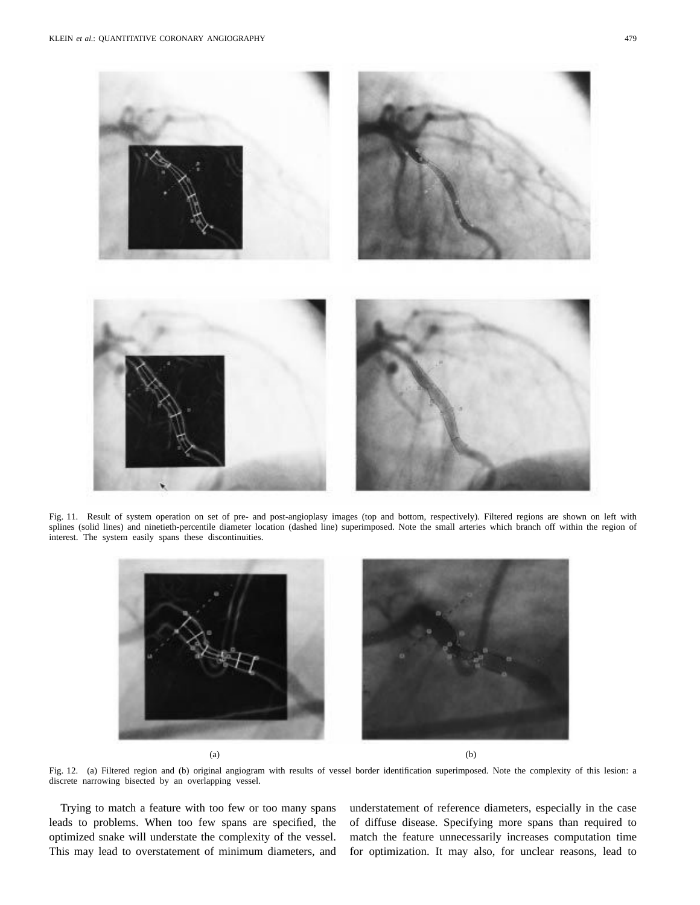Fig. 11. Result of system operation on set of pre- and post-angioplasy images (top and bottom, respectively). Filtered regions are shown on left with splines (solid lines) and ninetieth-percentile diameter location (dashed line) superimposed. Note the small arteries which branch off within the region of interest. The system easily spans these discontinuities.

(a) (b)

Fig. 12. (a) Filtered region and (b) original angiogram with results of vessel border identification superimposed. Note the complexity of this lesion: a discrete narrowing bisected by an overlapping vessel.

Trying to match a feature with too few or too many spans leads to problems. When too few spans are specified, the optimized snake will understate the complexity of the vessel. This may lead to overstatement of minimum diameters, and understatement of reference diameters, especially in the case of diffuse disease. Specifying more spans than required to match the feature unnecessarily increases computation time for optimization. It may also, for unclear reasons, lead to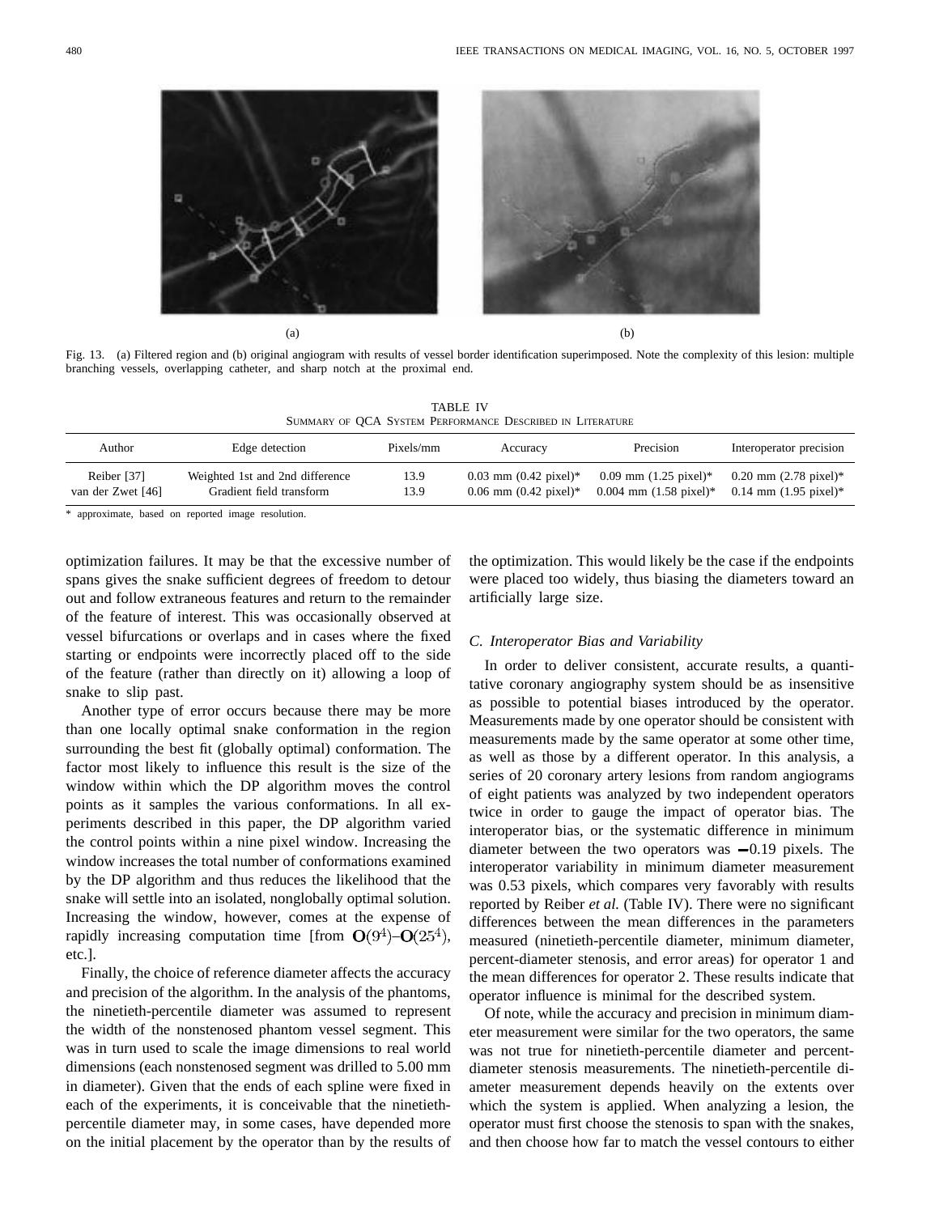Fig. 13. (a) Filtered region and (b) original angiogram with results of vessel border identification superimposed. Note the complexity of this lesion: multiple branching vessels, overlapping catheter, and sharp notch at the proximal end.

TABLE IV
SUMMARY OF QCA SYSTEM PERFORMANCE DESCRIBED IN LITERATURE

| Author | Edge detection | Pixels/mm | Accuracy | Precision | Interoperator precision |
|---|---|---|---|---|---|
| Reiber [37] | Weighted 1st and 2nd difference | 13.9 | 0.03 mm (0.42 pixel)* | 0.09 mm (1.25 pixel)* | 0.20 mm (2.78 pixel)* |
| van der Zwet [46] | Gradient field transform | 13.9 | 0.06 mm (0.42 pixel)* | 0.004 mm (1.58 pixel)* | 0.14 mm (1.95 pixel)* |

\* approximate, based on reported image resolution.

optimization failures. It may be that the excessive number of spans gives the snake sufficient degrees of freedom to detour out and follow extraneous features and return to the remainder of the feature of interest. This was occasionally observed at vessel bifurcations or overlaps and in cases where the fixed starting or endpoints were incorrectly placed off to the side of the feature (rather than directly on it) allowing a loop of snake to slip past.

Another type of error occurs because there may be more than one locally optimal snake conformation in the region surrounding the best fit (globally optimal) conformation. The factor most likely to influence this result is the size of the window within which the DP algorithm moves the control points as it samples the various conformations. In all experiments described in this paper, the DP algorithm varied the control points within a nine pixel window. Increasing the window increases the total number of conformations examined by the DP algorithm and thus reduces the likelihood that the snake will settle into an isolated, nonglobally optimal solution. Increasing the window, however, comes at the expense of rapidly increasing computation time [from $\mathbf{O}(9^4)$–$\mathbf{O}(25^4)$, etc.].

Finally, the choice of reference diameter affects the accuracy and precision of the algorithm. In the analysis of the phantoms, the ninetieth-percentile diameter was assumed to represent the width of the nonstenosed phantom vessel segment. This was in turn used to scale the image dimensions to real world dimensions (each nonstenosed segment was drilled to 5.00 mm in diameter). Given that the ends of each spline were fixed in each of the experiments, it is conceivable that the ninetieth-percentile diameter may, in some cases, have depended more on the initial placement by the operator than by the results of the optimization. This would likely be the case if the endpoints were placed too widely, thus biasing the diameters toward an artificially large size.

### C. Interoperator Bias and Variability

In order to deliver consistent, accurate results, a quantitative coronary angiography system should be as insensitive as possible to potential biases introduced by the operator. Measurements made by one operator should be consistent with measurements made by the same operator at some other time, as well as those by a different operator. In this analysis, a series of 20 coronary artery lesions from random angiograms of eight patients was analyzed by two independent operators twice in order to gauge the impact of operator bias. The interoperator bias, or the systematic difference in minimum diameter between the two operators was $-0.19$ pixels. The interoperator variability in minimum diameter measurement was 0.53 pixels, which compares very favorably with results reported by Reiber *et al.* (Table IV). There were no significant differences between the mean differences in the parameters measured (ninetieth-percentile diameter, minimum diameter, percent-diameter stenosis, and error areas) for operator 1 and the mean differences for operator 2. These results indicate that operator influence is minimal for the described system.

Of note, while the accuracy and precision in minimum diameter measurement were similar for the two operators, the same was not true for ninetieth-percentile diameter and percent-diameter stenosis measurements. The ninetieth-percentile diameter measurement depends heavily on the extents over which the system is applied. When analyzing a lesion, the operator must first choose the stenosis to span with the snakes, and then choose how far to match the vessel contours to either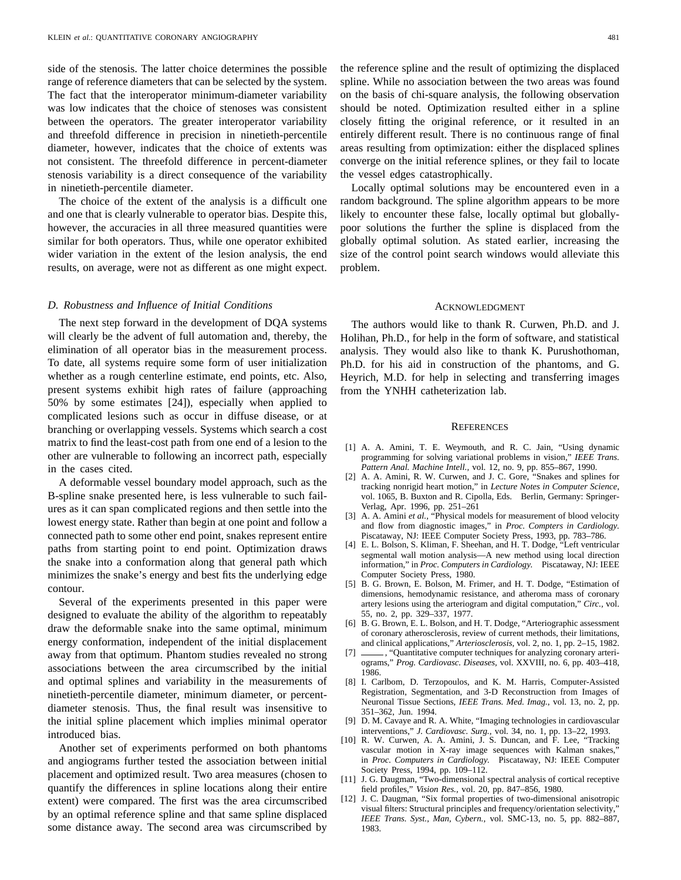side of the stenosis. The latter choice determines the possible range of reference diameters that can be selected by the system. The fact that the interoperator minimum-diameter variability was low indicates that the choice of stenoses was consistent between the operators. The greater interoperator variability and threefold difference in precision in ninetieth-percentile diameter, however, indicates that the choice of extents was not consistent. The threefold difference in percent-diameter stenosis variability is a direct consequence of the variability in ninetieth-percentile diameter.

The choice of the extent of the analysis is a difficult one and one that is clearly vulnerable to operator bias. Despite this, however, the accuracies in all three measured quantities were similar for both operators. Thus, while one operator exhibited wider variation in the extent of the lesion analysis, the end results, on average, were not as different as one might expect.

### D. Robustness and Influence of Initial Conditions

The next step forward in the development of DQA systems will clearly be the advent of full automation and, thereby, the elimination of all operator bias in the measurement process. To date, all systems require some form of user initialization whether as a rough centerline estimate, end points, etc. Also, present systems exhibit high rates of failure (approaching 50% by some estimates [24]), especially when applied to complicated lesions such as occur in diffuse disease, or at branching or overlapping vessels. Systems which search a cost matrix to find the least-cost path from one end of a lesion to the other are vulnerable to following an incorrect path, especially in the cases cited.

A deformable vessel boundary model approach, such as the B-spline snake presented here, is less vulnerable to such failures as it can span complicated regions and then settle into the lowest energy state. Rather than begin at one point and follow a connected path to some other end point, snakes represent entire paths from starting point to end point. Optimization draws the snake into a conformation along that general path which minimizes the snake's energy and best fits the underlying edge contour.

Several of the experiments presented in this paper were designed to evaluate the ability of the algorithm to repeatably draw the deformable snake into the same optimal, minimum energy conformation, independent of the initial displacement away from that optimum. Phantom studies revealed no strong associations between the area circumscribed by the initial and optimal splines and variability in the measurements of ninetieth-percentile diameter, minimum diameter, or percent-diameter stenosis. Thus, the final result was insensitive to the initial spline placement which implies minimal operator introduced bias.

Another set of experiments performed on both phantoms and angiograms further tested the association between initial placement and optimized result. Two area measures (chosen to quantify the differences in spline locations along their entire extent) were compared. The first was the area circumscribed by an optimal reference spline and that same spline displaced some distance away. The second area was circumscribed by the reference spline and the result of optimizing the displaced spline. While no association between the two areas was found on the basis of chi-square analysis, the following observation should be noted. Optimization resulted either in a spline closely fitting the original reference, or it resulted in an entirely different result. There is no continuous range of final areas resulting from optimization: either the displaced splines converge on the initial reference splines, or they fail to locate the vessel edges catastrophically.

Locally optimal solutions may be encountered even in a random background. The spline algorithm appears to be more likely to encounter these false, locally optimal but globally-poor solutions the further the spline is displaced from the globally optimal solution. As stated earlier, increasing the size of the control point search windows would alleviate this problem.

## Acknowledgment

The authors would like to thank R. Curwen, Ph.D. and J. Holihan, Ph.D., for help in the form of software, and statistical analysis. They would also like to thank K. Purushothoman, Ph.D. for his aid in construction of the phantoms, and G. Heyrich, M.D. for help in selecting and transferring images from the YNHH catheterization lab.

## References

[1] A. A. Amini, T. E. Weymouth, and R. C. Jain, "Using dynamic programming for solving variational problems in vision," *IEEE Trans. Pattern Anal. Machine Intell.*, vol. 12, no. 9, pp. 855–867, 1990.

[2] A. A. Amini, R. W. Curwen, and J. C. Gore, "Snakes and splines for tracking nonrigid heart motion," in *Lecture Notes in Computer Science*, vol. 1065, B. Buxton and R. Cipolla, Eds. Berlin, Germany: Springer-Verlag, Apr. 1996, pp. 251–261

[3] A. A. Amini *et al.*, "Physical models for measurement of blood velocity and flow from diagnostic images," in *Proc. Compters in Cardiology*. Piscataway, NJ: IEEE Computer Society Press, 1993, pp. 783–786.

[4] E. L. Bolson, S. Kliman, F. Sheehan, and H. T. Dodge, "Left ventricular segmental wall motion analysis—A new method using local direction information," in *Proc. Computers in Cardiology.* Piscataway, NJ: IEEE Computer Society Press, 1980.

[5] B. G. Brown, E. Bolson, M. Frimer, and H. T. Dodge, "Estimation of dimensions, hemodynamic resistance, and atheroma mass of coronary artery lesions using the arteriogram and digital computation," *Circ.*, vol. 55, no. 2, pp. 329–337, 1977.

[6] B. G. Brown, E. L. Bolson, and H. T. Dodge, "Arteriographic assessment of coronary atherosclerosis, review of current methods, their limitations, and clinical applications," *Arteriosclerosis*, vol. 2, no. 1, pp. 2–15, 1982.

[7] ——, "Quantitative computer techniques for analyzing coronary arteriograms," *Prog. Cardiovasc. Diseases*, vol. XXVIII, no. 6, pp. 403–418, 1986.

[8] I. Carlbom, D. Terzopoulos, and K. M. Harris, Computer-Assisted Registration, Segmentation, and 3-D Reconstruction from Images of Neuronal Tissue Sections, *IEEE Trans. Med. Imag.*, vol. 13, no. 2, pp. 351–362, Jun. 1994.

[9] D. M. Cavaye and R. A. White, "Imaging technologies in cardiovascular interventions," *J. Cardiovasc. Surg.*, vol. 34, no. 1, pp. 13–22, 1993.

[10] R. W. Curwen, A. A. Amini, J. S. Duncan, and F. Lee, "Tracking vascular motion in X-ray image sequences with Kalman snakes," in *Proc. Computers in Cardiology.* Piscataway, NJ: IEEE Computer Society Press, 1994, pp. 109–112.

[11] J. G. Daugman, "Two-dimensional spectral analysis of cortical receptive field profiles," *Vision Res.*, vol. 20, pp. 847–856, 1980.

[12] J. C. Daugman, "Six formal properties of two-dimensional anisotropic visual filters: Structural principles and frequency/orientation selectivity," *IEEE Trans. Syst., Man, Cybern.*, vol. SMC-13, no. 5, pp. 882–887, 1983.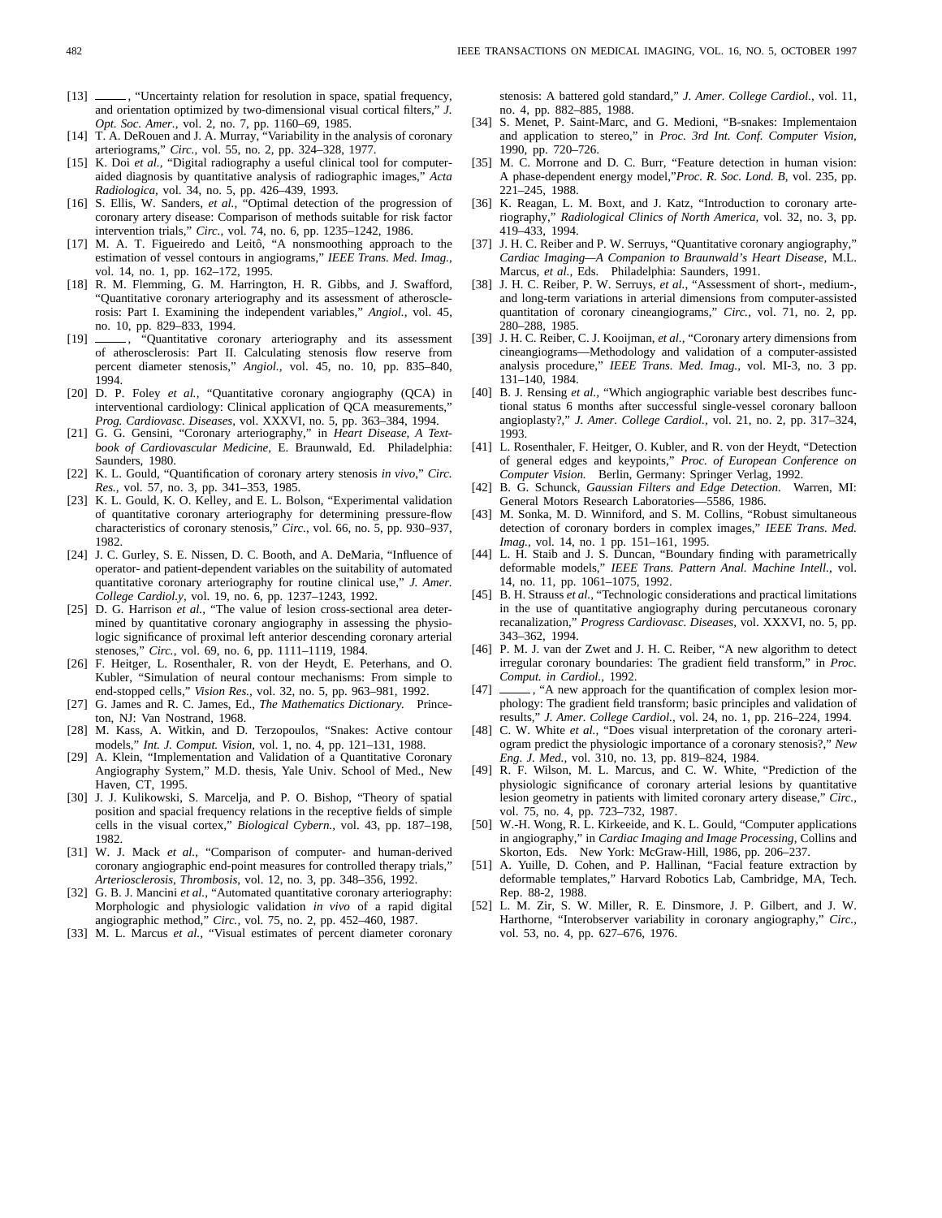[13] ——, "Uncertainty relation for resolution in space, spatial frequency, and orientation optimized by two-dimensional visual cortical filters," *J. Opt. Soc. Amer.,* vol. 2, no. 7, pp. 1160–69, 1985.

[14] T. A. DeRouen and J. A. Murray, "Variability in the analysis of coronary arteriograms," *Circ.*, vol. 55, no. 2, pp. 324–328, 1977.

[15] K. Doi *et al.,* "Digital radiography a useful clinical tool for computer-aided diagnosis by quantitative analysis of radiographic images," *Acta Radiologica*, vol. 34, no. 5, pp. 426–439, 1993.

[16] S. Ellis, W. Sanders, *et al.,* "Optimal detection of the progression of coronary artery disease: Comparison of methods suitable for risk factor intervention trials," *Circ.*, vol. 74, no. 6, pp. 1235–1242, 1986.

[17] M. A. T. Figueiredo and Leitô, "A nonsmoothing approach to the estimation of vessel contours in angiograms," *IEEE Trans. Med. Imag.*, vol. 14, no. 1, pp. 162–172, 1995.

[18] R. M. Flemming, G. M. Harrington, H. R. Gibbs, and J. Swafford, "Quantitative coronary arteriography and its assessment of atherosclerosis: Part I. Examining the independent variables," *Angiol.*, vol. 45, no. 10, pp. 829–833, 1994.

[19] ——, "Quantitative coronary arteriography and its assessment of atherosclerosis: Part II. Calculating stenosis flow reserve from percent diameter stenosis," *Angiol.*, vol. 45, no. 10, pp. 835–840, 1994.

[20] D. P. Foley *et al.,* "Quantitative coronary angiography (QCA) in interventional cardiology: Clinical application of QCA measurements," *Prog. Cardiovasc. Diseases*, vol. XXXVI, no. 5, pp. 363–384, 1994.

[21] G. G. Gensini, "Coronary arteriography," in *Heart Disease, A Textbook of Cardiovascular Medicine*, E. Braunwald, Ed. Philadelphia: Saunders, 1980.

[22] K. L. Gould, "Quantification of coronary artery stenosis *in vivo*," *Circ. Res.*, vol. 57, no. 3, pp. 341–353, 1985.

[23] K. L. Gould, K. O. Kelley, and E. L. Bolson, "Experimental validation of quantitative coronary arteriography for determining pressure-flow characteristics of coronary stenosis," *Circ.*, vol. 66, no. 5, pp. 930–937, 1982.

[24] J. C. Gurley, S. E. Nissen, D. C. Booth, and A. DeMaria, "Influence of operator- and patient-dependent variables on the suitability of automated quantitative coronary arteriography for routine clinical use," *J. Amer. College Cardiol.y*, vol. 19, no. 6, pp. 1237–1243, 1992.

[25] D. G. Harrison *et al.,* "The value of lesion cross-sectional area determined by quantitative coronary angiography in assessing the physiologic significance of proximal left anterior descending coronary arterial stenoses," *Circ.*, vol. 69, no. 6, pp. 1111–1119, 1984.

[26] F. Heitger, L. Rosenthaler, R. von der Heydt, E. Peterhans, and O. Kubler, "Simulation of neural contour mechanisms: From simple to end-stopped cells," *Vision Res.*, vol. 32, no. 5, pp. 963–981, 1992.

[27] G. James and R. C. James, Ed., *The Mathematics Dictionary.* Princeton, NJ: Van Nostrand, 1968.

[28] M. Kass, A. Witkin, and D. Terzopoulos, "Snakes: Active contour models," *Int. J. Comput. Vision*, vol. 1, no. 4, pp. 121–131, 1988.

[29] A. Klein, "Implementation and Validation of a Quantitative Coronary Angiography System," M.D. thesis, Yale Univ. School of Med., New Haven, CT, 1995.

[30] J. J. Kulikowski, S. Marcelja, and P. O. Bishop, "Theory of spatial position and spacial frequency relations in the receptive fields of simple cells in the visual cortex," *Biological Cybern.*, vol. 43, pp. 187–198, 1982.

[31] W. J. Mack *et al.,* "Comparison of computer- and human-derived coronary angiographic end-point measures for controlled therapy trials," *Arteriosclerosis, Thrombosis*, vol. 12, no. 3, pp. 348–356, 1992.

[32] G. B. J. Mancini *et al.,* "Automated quantitative coronary arteriography: Morphologic and physiologic validation *in vivo* of a rapid digital angiographic method," *Circ.*, vol. 75, no. 2, pp. 452–460, 1987.

[33] M. L. Marcus *et al.,* "Visual estimates of percent diameter coronary stenosis: A battered gold standard," *J. Amer. College Cardiol.,* vol. 11, no. 4, pp. 882–885, 1988.

[34] S. Menet, P. Saint-Marc, and G. Medioni, "B-snakes: Implementaion and application to stereo," in *Proc. 3rd Int. Conf. Computer Vision,* 1990, pp. 720–726.

[35] M. C. Morrone and D. C. Burr, "Feature detection in human vision: A phase-dependent energy model,"*Proc. R. Soc. Lond. B,* vol. 235, pp. 221–245, 1988.

[36] K. Reagan, L. M. Boxt, and J. Katz, "Introduction to coronary arteriography," *Radiological Clinics of North America*, vol. 32, no. 3, pp. 419–433, 1994.

[37] J. H. C. Reiber and P. W. Serruys, "Quantitative coronary angiography," *Cardiac Imaging—A Companion to Braunwald's Heart Disease*, M.L. Marcus, *et al.,* Eds. Philadelphia: Saunders, 1991.

[38] J. H. C. Reiber, P. W. Serruys, *et al.,* "Assessment of short-, medium-, and long-term variations in arterial dimensions from computer-assisted quantitation of coronary cineangiograms," *Circ.*, vol. 71, no. 2, pp. 280–288, 1985.

[39] J. H. C. Reiber, C. J. Kooijman, *et al.,* "Coronary artery dimensions from cineangiograms—Methodology and validation of a computer-assisted analysis procedure," *IEEE Trans. Med. Imag.*, vol. MI-3, no. 3 pp. 131–140, 1984.

[40] B. J. Rensing *et al.,* "Which angiographic variable best describes functional status 6 months after successful single-vessel coronary balloon angioplasty?," *J. Amer. College Cardiol.*, vol. 21, no. 2, pp. 317–324, 1993.

[41] L. Rosenthaler, F. Heitger, O. Kubler, and R. von der Heydt, "Detection of general edges and keypoints," *Proc. of European Conference on Computer Vision.* Berlin, Germany: Springer Verlag, 1992.

[42] B. G. Schunck, *Gaussian Filters and Edge Detection.* Warren, MI: General Motors Research Laboratories—5586, 1986.

[43] M. Sonka, M. D. Winniford, and S. M. Collins, "Robust simultaneous detection of coronary borders in complex images," *IEEE Trans. Med. Imag.*, vol. 14, no. 1 pp. 151–161, 1995.

[44] L. H. Staib and J. S. Duncan, "Boundary finding with parametrically deformable models," *IEEE Trans. Pattern Anal. Machine Intell.*, vol. 14, no. 11, pp. 1061–1075, 1992.

[45] B. H. Strauss *et al.,* "Technologic considerations and practical limitations in the use of quantitative angiography during percutaneous coronary recanalization," *Progress Cardiovasc. Diseases*, vol. XXXVI, no. 5, pp. 343–362, 1994.

[46] P. M. J. van der Zwet and J. H. C. Reiber, "A new algorithm to detect irregular coronary boundaries: The gradient field transform," in *Proc. Comput. in Cardiol.*, 1992.

[47] ——, "A new approach for the quantification of complex lesion morphology: The gradient field transform; basic principles and validation of results," *J. Amer. College Cardiol.*, vol. 24, no. 1, pp. 216–224, 1994.

[48] C. W. White *et al.,* "Does visual interpretation of the coronary arteriogram predict the physiologic importance of a coronary stenosis?," *New Eng. J. Med.*, vol. 310, no. 13, pp. 819–824, 1984.

[49] R. F. Wilson, M. L. Marcus, and C. W. White, "Prediction of the physiologic significance of coronary arterial lesions by quantitative lesion geometry in patients with limited coronary artery disease," *Circ.*, vol. 75, no. 4, pp. 723–732, 1987.

[50] W.-H. Wong, R. L. Kirkeeide, and K. L. Gould, "Computer applications in angiography," in *Cardiac Imaging and Image Processing*, Collins and Skorton, Eds. New York: McGraw-Hill, 1986, pp. 206–237.

[51] A. Yuille, D. Cohen, and P. Hallinan, "Facial feature extraction by deformable templates," Harvard Robotics Lab, Cambridge, MA, Tech. Rep. 88-2, 1988.

[52] L. M. Zir, S. W. Miller, R. E. Dinsmore, J. P. Gilbert, and J. W. Harthorne, "Interobserver variability in coronary angiography," *Circ.*, vol. 53, no. 4, pp. 627–676, 1976.